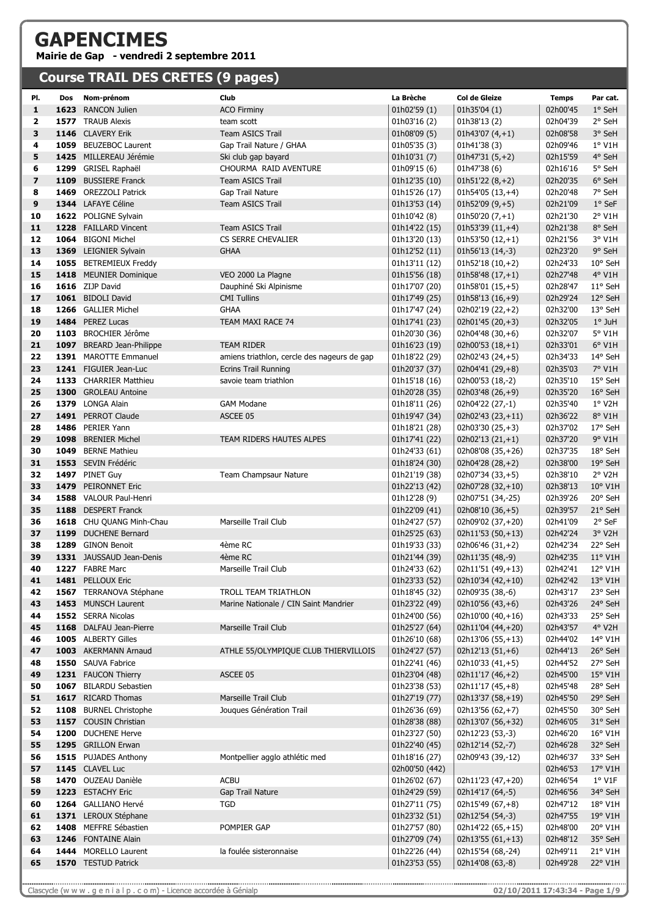# GAPENCIMES

**Mairie de Gap - vendredi 2 septembre 2011**

## Course TRAIL DES CRETES (9 pages)

| Pl. | Dos | Nom-prénom | Club | La Brèche | Col de Gleize | Temps | Par cat. |
|---|---|---|---|---|---|---|---|
| 1 | 1623 | RANCON Julien | ACO Firminy | 01h02'59 (1) | 01h35'04 (1) | 02h00'45 | 1° SeH |
| 2 | 1577 | TRAUB Alexis | team scott | 01h03'16 (2) | 01h38'13 (2) | 02h04'39 | 2° SeH |
| 3 | 1146 | CLAVERY Erik | Team ASICS Trail | 01h08'09 (5) | 01h43'07 (4,+1) | 02h08'58 | 3° SeH |
| 4 | 1059 | BEUZEBOC Laurent | Gap Trail Nature / GHAA | 01h05'35 (3) | 01h41'38 (3) | 02h09'46 | 1° V1H |
| 5 | 1425 | MILLEREAU Jérémie | Ski club gap bayard | 01h10'31 (7) | 01h47'31 (5,+2) | 02h15'59 | 4° SeH |
| 6 | 1299 | GRISEL Raphaël | CHOURMA RAID AVENTURE | 01h09'15 (6) | 01h47'38 (6) | 02h16'16 | 5° SeH |
| 7 | 1109 | BUSSIERE Franck | Team ASICS Trail | 01h12'35 (10) | 01h51'22 (8,+2) | 02h20'35 | 6° SeH |
| 8 | 1469 | OREZZOLI Patrick | Gap Trail Nature | 01h15'26 (17) | 01h54'05 (13,+4) | 02h20'48 | 7° SeH |
| 9 | 1344 | LAFAYE Céline | Team ASICS Trail | 01h13'53 (14) | 01h52'09 (9,+5) | 02h21'09 | 1° SeF |
| 10 | 1622 | POLIGNE Sylvain | | 01h10'42 (8) | 01h50'20 (7,+1) | 02h21'30 | 2° V1H |
| 11 | 1228 | FAILLARD Vincent | Team ASICS Trail | 01h14'22 (15) | 01h53'39 (11,+4) | 02h21'38 | 8° SeH |
| 12 | 1064 | BIGONI Michel | CS SERRE CHEVALIER | 01h13'20 (13) | 01h53'50 (12,+1) | 02h21'56 | 3° V1H |
| 13 | 1369 | LEIGNIER Sylvain | GHAA | 01h12'52 (11) | 01h56'13 (14,-3) | 02h23'20 | 9° SeH |
| 14 | 1055 | BETREMIEUX Freddy | | 01h13'11 (12) | 01h52'18 (10,+2) | 02h24'33 | 10° SeH |
| 15 | 1418 | MEUNIER Dominique | VEO 2000 La Plagne | 01h15'56 (18) | 01h58'48 (17,+1) | 02h27'48 | 4° V1H |
| 16 | 1616 | ZIJP David | Dauphiné Ski Alpinisme | 01h17'07 (20) | 01h58'01 (15,+5) | 02h28'47 | 11° SeH |
| 17 | 1061 | BIDOLI David | CMI Tullins | 01h17'49 (25) | 01h58'13 (16,+9) | 02h29'24 | 12° SeH |
| 18 | 1266 | GALLIER Michel | GHAA | 01h17'47 (24) | 02h02'19 (22,+2) | 02h32'00 | 13° SeH |
| 19 | 1484 | PEREZ Lucas | TEAM MAXI RACE 74 | 01h17'41 (23) | 02h01'45 (20,+3) | 02h32'05 | 1° JuH |
| 20 | 1103 | BROCHIER Jérôme | | 01h20'30 (36) | 02h04'48 (30,+6) | 02h32'07 | 5° V1H |
| 21 | 1097 | BREARD Jean-Philippe | TEAM RIDER | 01h16'23 (19) | 02h00'53 (18,+1) | 02h33'01 | 6° V1H |
| 22 | 1391 | MAROTTE Emmanuel | amiens triathlon, cercle des nageurs de gap | 01h18'22 (29) | 02h02'43 (24,+5) | 02h34'33 | 14° SeH |
| 23 | 1241 | FIGUIER Jean-Luc | Ecrins Trail Running | 01h20'37 (37) | 02h04'41 (29,+8) | 02h35'03 | 7° V1H |
| 24 | 1133 | CHARRIER Matthieu | savoie team triathlon | 01h15'18 (16) | 02h00'53 (18,-2) | 02h35'10 | 15° SeH |
| 25 | 1300 | GROLEAU Antoine | | 01h20'28 (35) | 02h03'48 (26,+9) | 02h35'20 | 16° SeH |
| 26 | 1379 | LONGA Alain | GAM Modane | 01h18'11 (26) | 02h04'22 (27,-1) | 02h35'40 | 1° V2H |
| 27 | 1491 | PERROT Claude | ASCEE 05 | 01h19'47 (34) | 02h02'43 (23,+11) | 02h36'22 | 8° V1H |
| 28 | 1486 | PERIER Yann | | 01h18'21 (28) | 02h03'30 (25,+3) | 02h37'02 | 17° SeH |
| 29 | 1098 | BRENIER Michel | TEAM RIDERS HAUTES ALPES | 01h17'41 (22) | 02h02'13 (21,+1) | 02h37'20 | 9° V1H |
| 30 | 1049 | BERNE Mathieu | | 01h24'33 (61) | 02h08'08 (35,+26) | 02h37'35 | 18° SeH |
| 31 | 1553 | SEVIN Frédéric | | 01h18'24 (30) | 02h04'28 (28,+2) | 02h38'00 | 19° SeH |
| 32 | 1497 | PINET Guy | Team Champsaur Nature | 01h21'19 (38) | 02h07'34 (33,+5) | 02h38'10 | 2° V2H |
| 33 | 1479 | PEIRONNET Eric | | 01h22'13 (42) | 02h07'28 (32,+10) | 02h38'13 | 10° V1H |
| 34 | 1588 | VALOUR Paul-Henri | | 01h12'28 (9) | 02h07'51 (34,-25) | 02h39'26 | 20° SeH |
| 35 | 1188 | DESPERT Franck | | 01h22'09 (41) | 02h08'10 (36,+5) | 02h39'57 | 21° SeH |
| 36 | 1618 | CHU QUANG Minh-Chau | Marseille Trail Club | 01h24'27 (57) | 02h09'02 (37,+20) | 02h41'09 | 2° SeF |
| 37 | 1199 | DUCHENE Bernard | | 01h25'25 (63) | 02h11'53 (50,+13) | 02h42'24 | 3° V2H |
| 38 | 1289 | GINON Benoit | 4ème RC | 01h19'33 (33) | 02h06'46 (31,+2) | 02h42'34 | 22° SeH |
| 39 | 1331 | JAUSSAUD Jean-Denis | 4ème RC | 01h21'44 (39) | 02h11'35 (48,-9) | 02h42'35 | 11° V1H |
| 40 | 1227 | FABRE Marc | Marseille Trail Club | 01h24'33 (62) | 02h11'51 (49,+13) | 02h42'41 | 12° V1H |
| 41 | 1481 | PELLOUX Eric | | 01h23'33 (52) | 02h10'34 (42,+10) | 02h42'42 | 13° V1H |
| 42 | 1567 | TERRANOVA Stéphane | TROLL TEAM TRIATHLON | 01h18'45 (32) | 02h09'35 (38,-6) | 02h43'17 | 23° SeH |
| 43 | 1453 | MUNSCH Laurent | Marine Nationale / CIN Saint Mandrier | 01h23'22 (49) | 02h10'56 (43,+6) | 02h43'26 | 24° SeH |
| 44 | 1552 | SERRA Nicolas | | 01h24'00 (56) | 02h10'00 (40,+16) | 02h43'33 | 25° SeH |
| 45 | 1168 | DALFAU Jean-Pierre | Marseille Trail Club | 01h25'27 (64) | 02h11'04 (44,+20) | 02h43'57 | 4° V2H |
| 46 | 1005 | ALBERTY Gilles | | 01h26'10 (68) | 02h13'06 (55,+13) | 02h44'02 | 14° V1H |
| 47 | 1003 | AKERMANN Arnaud | ATHLE 55/OLYMPIQUE CLUB THIERVILLOIS | 01h24'27 (57) | 02h12'13 (51,+6) | 02h44'13 | 26° SeH |
| 48 | 1550 | SAUVA Fabrice | | 01h22'41 (46) | 02h10'33 (41,+5) | 02h44'52 | 27° SeH |
| 49 | 1231 | FAUCON Thierry | ASCEE 05 | 01h23'04 (48) | 02h11'17 (46,+2) | 02h45'00 | 15° V1H |
| 50 | 1067 | BILARDU Sebastien | | 01h23'38 (53) | 02h11'17 (45,+8) | 02h45'48 | 28° SeH |
| 51 | 1617 | RICARD Thomas | Marseille Trail Club | 01h27'19 (77) | 02h13'37 (58,+19) | 02h45'50 | 29° SeH |
| 52 | 1108 | BURNEL Christophe | Jouques Génération Trail | 01h26'36 (69) | 02h13'56 (62,+7) | 02h45'50 | 30° SeH |
| 53 | 1157 | COUSIN Christian | | 01h28'38 (88) | 02h13'07 (56,+32) | 02h46'05 | 31° SeH |
| 54 | 1200 | DUCHENE Herve | | 01h23'27 (50) | 02h12'23 (53,-3) | 02h46'20 | 16° V1H |
| 55 | 1295 | GRILLON Erwan | | 01h22'40 (45) | 02h12'14 (52,-7) | 02h46'28 | 32° SeH |
| 56 | 1515 | PUJADES Anthony | Montpellier agglo athlétic med | 01h18'16 (27) | 02h09'43 (39,-12) | 02h46'37 | 33° SeH |
| 57 | 1145 | CLAVEL Luc | | 02h00'50 (442) | | 02h46'53 | 17° V1H |
| 58 | 1470 | OUZEAU Danièle | ACBU | 01h26'02 (67) | 02h11'23 (47,+20) | 02h46'54 | 1° V1F |
| 59 | 1223 | ESTACHY Eric | Gap Trail Nature | 01h24'29 (59) | 02h14'17 (64,-5) | 02h46'56 | 34° SeH |
| 60 | 1264 | GALLIANO Hervé | TGD | 01h27'11 (75) | 02h15'49 (67,+8) | 02h47'12 | 18° V1H |
| 61 | 1371 | LEROUX Stéphane | | 01h23'32 (51) | 02h12'54 (54,-3) | 02h47'55 | 19° V1H |
| 62 | 1408 | MEFFRE Sébastien | POMPIER GAP | 01h27'57 (80) | 02h14'22 (65,+15) | 02h48'00 | 20° V1H |
| 63 | 1246 | FONTAINE Alain | | 01h27'09 (74) | 02h13'55 (61,+13) | 02h48'12 | 35° SeH |
| 64 | 1444 | MORELLO Laurent | la foulée sisteronnaise | 01h22'26 (44) | 02h15'54 (68,-24) | 02h49'11 | 21° V1H |
| 65 | 1570 | TESTUD Patrick | | 01h23'53 (55) | 02h14'08 (63,-8) | 02h49'28 | 22° V1H |

Clascycle (w w w . g e n i a l p . c o m) - Licence accordée à Génialp — 02/10/2011 17:43:34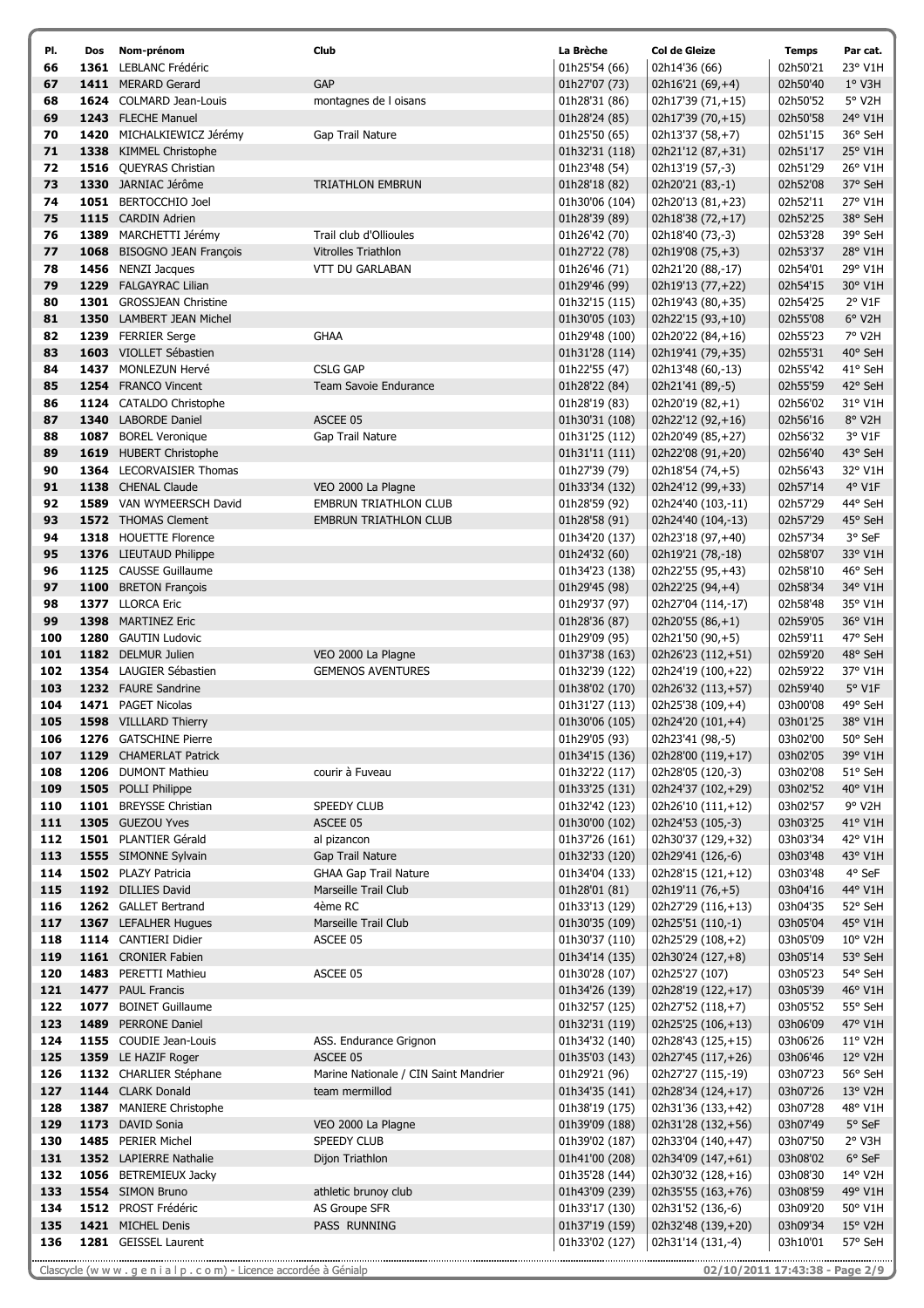| Pl. | Dos | Nom-prénom | Club | La Brèche | Col de Gleize | Temps | Par cat. |
|---|---|---|---|---|---|---|---|
| 66 | 1361 | LEBLANC Frédéric | | 01h25'54 (66) | 02h14'36 (66) | 02h50'21 | 23° V1H |
| 67 | 1411 | MERARD Gerard | GAP | 01h27'07 (73) | 02h16'21 (69,+4) | 02h50'40 | 1° V3H |
| 68 | 1624 | COLMARD Jean-Louis | montagnes de l oisans | 01h28'31 (86) | 02h17'39 (71,+15) | 02h50'52 | 5° V2H |
| 69 | 1243 | FLECHE Manuel | | 01h28'24 (85) | 02h17'39 (70,+15) | 02h50'58 | 24° V1H |
| 70 | 1420 | MICHALKIEWICZ Jérémy | Gap Trail Nature | 01h25'50 (65) | 02h13'37 (58,+7) | 02h51'15 | 36° SeH |
| 71 | 1338 | KIMMEL Christophe | | 01h32'31 (118) | 02h21'12 (87,+31) | 02h51'17 | 25° V1H |
| 72 | 1516 | QUEYRAS Christian | | 01h23'48 (54) | 02h13'19 (57,-3) | 02h51'29 | 26° V1H |
| 73 | 1330 | JARNIAC Jérôme | TRIATHLON EMBRUN | 01h28'18 (82) | 02h20'21 (83,-1) | 02h52'08 | 37° SeH |
| 74 | 1051 | BERTOCCHIO Joel | | 01h30'06 (104) | 02h20'13 (81,+23) | 02h52'11 | 27° V1H |
| 75 | 1115 | CARDIN Adrien | | 01h28'39 (89) | 02h18'38 (72,+17) | 02h52'25 | 38° SeH |
| 76 | 1389 | MARCHETTI Jérémy | Trail club d'Ollioules | 01h26'42 (70) | 02h18'40 (73,-3) | 02h53'28 | 39° SeH |
| 77 | 1068 | BISOGNO JEAN François | Vitrolles Triathlon | 01h27'22 (78) | 02h19'08 (75,+3) | 02h53'37 | 28° V1H |
| 78 | 1456 | NENZI Jacques | VTT DU GARLABAN | 01h26'46 (71) | 02h21'20 (88,-17) | 02h54'01 | 29° V1H |
| 79 | 1229 | FALGAYRAC Lilian | | 01h29'46 (99) | 02h19'13 (77,+22) | 02h54'15 | 30° V1H |
| 80 | 1301 | GROSSJEAN Christine | | 01h32'15 (115) | 02h19'43 (80,+35) | 02h54'25 | 2° V1F |
| 81 | 1350 | LAMBERT JEAN Michel | | 01h30'05 (103) | 02h22'15 (93,+10) | 02h55'08 | 6° V2H |
| 82 | 1239 | FERRIER Serge | GHAA | 01h29'48 (100) | 02h20'22 (84,+16) | 02h55'23 | 7° V2H |
| 83 | 1603 | VIOLLET Sébastien | | 01h31'28 (114) | 02h19'41 (79,+35) | 02h55'31 | 40° SeH |
| 84 | 1437 | MONLEZUN Hervé | CSLG GAP | 01h22'55 (47) | 02h13'48 (60,-13) | 02h55'42 | 41° SeH |
| 85 | 1254 | FRANCO Vincent | Team Savoie Endurance | 01h28'22 (84) | 02h21'41 (89,-5) | 02h55'59 | 42° SeH |
| 86 | 1124 | CATALDO Christophe | | 01h28'19 (83) | 02h20'19 (82,+1) | 02h56'02 | 31° V1H |
| 87 | 1340 | LABORDE Daniel | ASCEE 05 | 01h30'31 (108) | 02h22'12 (92,+16) | 02h56'16 | 8° V2H |
| 88 | 1087 | BOREL Veronique | Gap Trail Nature | 01h31'25 (112) | 02h20'49 (85,+27) | 02h56'32 | 3° V1F |
| 89 | 1619 | HUBERT Christophe | | 01h31'11 (111) | 02h22'08 (91,+20) | 02h56'40 | 43° SeH |
| 90 | 1364 | LECORVAISIER Thomas | | 01h27'39 (79) | 02h18'54 (74,+5) | 02h56'43 | 32° V1H |
| 91 | 1138 | CHENAL Claude | VEO 2000 La Plagne | 01h33'34 (132) | 02h24'12 (99,+33) | 02h57'14 | 4° V1F |
| 92 | 1589 | VAN WYMEERSCH David | EMBRUN TRIATHLON CLUB | 01h28'59 (92) | 02h24'40 (103,-11) | 02h57'29 | 44° SeH |
| 93 | 1572 | THOMAS Clement | EMBRUN TRIATHLON CLUB | 01h28'58 (91) | 02h24'40 (104,-13) | 02h57'29 | 45° SeH |
| 94 | 1318 | HOUETTE Florence | | 01h34'20 (137) | 02h23'18 (97,+40) | 02h57'34 | 3° SeF |
| 95 | 1376 | LIEUTAUD Philippe | | 01h24'32 (60) | 02h19'21 (78,-18) | 02h58'07 | 33° V1H |
| 96 | 1125 | CAUSSE Guillaume | | 01h34'23 (138) | 02h22'55 (95,+43) | 02h58'10 | 46° SeH |
| 97 | 1100 | BRETON François | | 01h29'45 (98) | 02h22'25 (94,+4) | 02h58'34 | 34° V1H |
| 98 | 1377 | LLORCA Eric | | 01h29'37 (97) | 02h27'04 (114,-17) | 02h58'48 | 35° V1H |
| 99 | 1398 | MARTINEZ Eric | | 01h28'36 (87) | 02h20'55 (86,+1) | 02h59'05 | 36° V1H |
| 100 | 1280 | GAUTIN Ludovic | | 01h29'09 (95) | 02h21'50 (90,+5) | 02h59'11 | 47° SeH |
| 101 | 1182 | DELMUR Julien | VEO 2000 La Plagne | 01h37'38 (163) | 02h26'23 (112,+51) | 02h59'20 | 48° SeH |
| 102 | 1354 | LAUGIER Sébastien | GEMENOS AVENTURES | 01h32'39 (122) | 02h24'19 (100,+22) | 02h59'22 | 37° V1H |
| 103 | 1232 | FAURE Sandrine | | 01h38'02 (170) | 02h26'32 (113,+57) | 02h59'40 | 5° V1F |
| 104 | 1471 | PAGET Nicolas | | 01h31'27 (113) | 02h25'38 (109,+4) | 03h00'08 | 49° SeH |
| 105 | 1598 | VILLLARD Thierry | | 01h30'06 (105) | 02h24'20 (101,+4) | 03h01'25 | 38° V1H |
| 106 | 1276 | GATSCHINE Pierre | | 01h29'05 (93) | 02h23'41 (98,-5) | 03h02'00 | 50° SeH |
| 107 | 1129 | CHAMERLAT Patrick | | 01h34'15 (136) | 02h28'00 (119,+17) | 03h02'05 | 39° V1H |
| 108 | 1206 | DUMONT Mathieu | courir à Fuveau | 01h32'22 (117) | 02h28'05 (120,-3) | 03h02'08 | 51° SeH |
| 109 | 1505 | POLLI Philippe | | 01h33'25 (131) | 02h24'37 (102,+29) | 03h02'52 | 40° V1H |
| 110 | 1101 | BREYSSE Christian | SPEEDY CLUB | 01h32'42 (123) | 02h26'10 (111,+12) | 03h02'57 | 9° V2H |
| 111 | 1305 | GUEZOU Yves | ASCEE 05 | 01h30'00 (102) | 02h24'53 (105,-3) | 03h03'25 | 41° V1H |
| 112 | 1501 | PLANTIER Gérald | al pizancon | 01h37'26 (161) | 02h30'37 (129,+32) | 03h03'34 | 42° V1H |
| 113 | 1555 | SIMONNE Sylvain | Gap Trail Nature | 01h32'33 (120) | 02h29'41 (126,-6) | 03h03'48 | 43° V1H |
| 114 | 1502 | PLAZY Patricia | GHAA Gap Trail Nature | 01h34'04 (133) | 02h28'15 (121,+12) | 03h03'48 | 4° SeF |
| 115 | 1192 | DILLIES David | Marseille Trail Club | 01h28'01 (81) | 02h19'11 (76,+5) | 03h04'16 | 44° V1H |
| 116 | 1262 | GALLET Bertrand | 4ème RC | 01h33'13 (129) | 02h27'29 (116,+13) | 03h04'35 | 52° SeH |
| 117 | 1367 | LEFALHER Hugues | Marseille Trail Club | 01h30'35 (109) | 02h25'51 (110,-1) | 03h05'04 | 45° V1H |
| 118 | 1114 | CANTIERI Didier | ASCEE 05 | 01h30'37 (110) | 02h25'29 (108,+2) | 03h05'09 | 10° V2H |
| 119 | 1161 | CRONIER Fabien | | 01h34'14 (135) | 02h30'24 (127,+8) | 03h05'14 | 53° SeH |
| 120 | 1483 | PERETTI Mathieu | ASCEE 05 | 01h30'28 (107) | 02h25'27 (107) | 03h05'23 | 54° SeH |
| 121 | 1477 | PAUL Francis | | 01h34'26 (139) | 02h28'19 (122,+17) | 03h05'39 | 46° V1H |
| 122 | 1077 | BOINET Guillaume | | 01h32'57 (125) | 02h27'52 (118,+7) | 03h05'52 | 55° SeH |
| 123 | 1489 | PERRONE Daniel | | 01h32'31 (119) | 02h25'25 (106,+13) | 03h06'09 | 47° V1H |
| 124 | 1155 | COUDIE Jean-Louis | ASS. Endurance Grignon | 01h34'32 (140) | 02h28'43 (125,+15) | 03h06'26 | 11° V2H |
| 125 | 1359 | LE HAZIF Roger | ASCEE 05 | 01h35'03 (143) | 02h27'45 (117,+26) | 03h06'46 | 12° V2H |
| 126 | 1132 | CHARLIER Stéphane | Marine Nationale / CIN Saint Mandrier | 01h29'21 (96) | 02h27'27 (115,-19) | 03h07'23 | 56° SeH |
| 127 | 1144 | CLARK Donald | team mermillod | 01h34'35 (141) | 02h28'34 (124,+17) | 03h07'26 | 13° V2H |
| 128 | 1387 | MANIERE Christophe | | 01h38'19 (175) | 02h31'36 (133,+42) | 03h07'28 | 48° V1H |
| 129 | 1173 | DAVID Sonia | VEO 2000 La Plagne | 01h39'09 (188) | 02h31'28 (132,+56) | 03h07'49 | 5° SeF |
| 130 | 1485 | PERIER Michel | SPEEDY CLUB | 01h39'02 (187) | 02h33'04 (140,+47) | 03h07'50 | 2° V3H |
| 131 | 1352 | LAPIERRE Nathalie | Dijon Triathlon | 01h41'00 (208) | 02h34'09 (147,+61) | 03h08'02 | 6° SeF |
| 132 | 1056 | BETREMIEUX Jacky | | 01h35'28 (144) | 02h30'32 (128,+16) | 03h08'30 | 14° V2H |
| 133 | 1554 | SIMON Bruno | athletic brunoy club | 01h43'09 (239) | 02h35'55 (163,+76) | 03h08'59 | 49° V1H |
| 134 | 1512 | PROST Frédéric | AS Groupe SFR | 01h33'17 (130) | 02h31'52 (136,-6) | 03h09'20 | 50° V1H |
| 135 | 1421 | MICHEL Denis | PASS RUNNING | 01h37'19 (159) | 02h32'48 (139,+20) | 03h09'34 | 15° V2H |
| 136 | 1281 | GEISSEL Laurent | | 01h33'02 (127) | 02h31'14 (131,-4) | 03h10'01 | 57° SeH |

Clascycle (w w w . g e n i a l p . c o m) - Licence accordée à Génialp

02/10/2011 17:43:38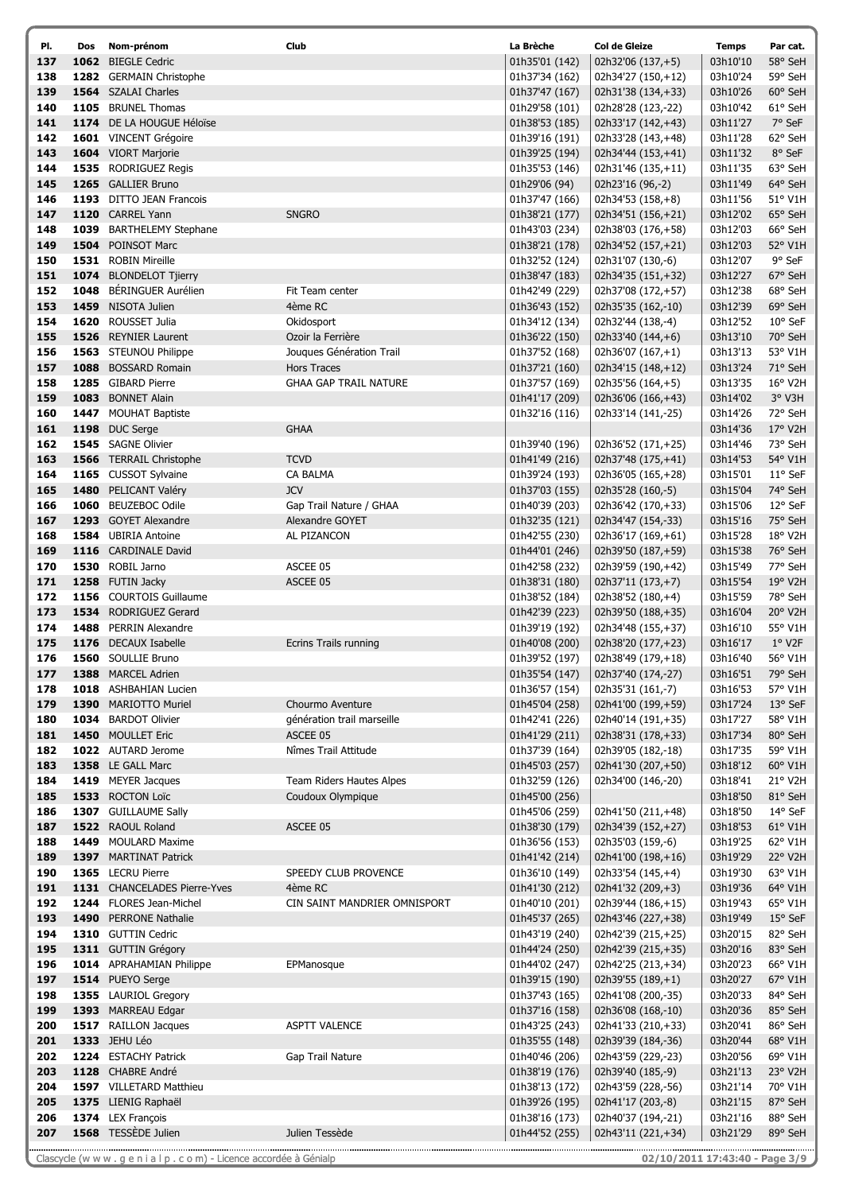| Pl. | Dos | Nom-prénom | Club | La Brèche | Col de Gleize | Temps | Par cat. |
|---|---|---|---|---|---|---|---|
| 137 | 1062 | BIEGLE Cedric | | 01h35'01 (142) | 02h32'06 (137,+5) | 03h10'10 | 58° SeH |
| 138 | 1282 | GERMAIN Christophe | | 01h37'34 (162) | 02h34'27 (150,+12) | 03h10'24 | 59° SeH |
| 139 | 1564 | SZALAI Charles | | 01h37'47 (167) | 02h31'38 (134,+33) | 03h10'26 | 60° SeH |
| 140 | 1105 | BRUNEL Thomas | | 01h29'58 (101) | 02h28'28 (123,-22) | 03h10'42 | 61° SeH |
| 141 | 1174 | DE LA HOUGUE Héloïse | | 01h38'53 (185) | 02h33'17 (142,+43) | 03h11'27 | 7° SeF |
| 142 | 1601 | VINCENT Grégoire | | 01h39'16 (191) | 02h33'28 (143,+48) | 03h11'28 | 62° SeH |
| 143 | 1604 | VIORT Marjorie | | 01h39'25 (194) | 02h34'44 (153,+41) | 03h11'32 | 8° SeF |
| 144 | 1535 | RODRIGUEZ Regis | | 01h35'53 (146) | 02h31'46 (135,+11) | 03h11'35 | 63° SeH |
| 145 | 1265 | GALLIER Bruno | | 01h29'06 (94) | 02h23'16 (96,-2) | 03h11'49 | 64° SeH |
| 146 | 1193 | DITTO JEAN Francois | | 01h37'47 (166) | 02h34'53 (158,+8) | 03h11'56 | 51° V1H |
| 147 | 1120 | CARREL Yann | SNGRO | 01h38'21 (177) | 02h34'51 (156,+21) | 03h12'02 | 65° SeH |
| 148 | 1039 | BARTHELEMY Stephane | | 01h43'03 (234) | 02h38'03 (176,+58) | 03h12'03 | 66° SeH |
| 149 | 1504 | POINSOT Marc | | 01h38'21 (178) | 02h34'52 (157,+21) | 03h12'03 | 52° V1H |
| 150 | 1531 | ROBIN Mireille | | 01h32'52 (124) | 02h31'07 (130,-6) | 03h12'07 | 9° SeF |
| 151 | 1074 | BLONDELOT Tjierry | | 01h38'47 (183) | 02h34'35 (151,+32) | 03h12'27 | 67° SeH |
| 152 | 1048 | BÉRINGUER Aurélien | Fit Team center | 01h42'49 (229) | 02h37'08 (172,+57) | 03h12'38 | 68° SeH |
| 153 | 1459 | NISOTA Julien | 4ème RC | 01h36'43 (152) | 02h35'35 (162,-10) | 03h12'39 | 69° SeH |
| 154 | 1620 | ROUSSET Julia | Okidosport | 01h34'12 (134) | 02h32'44 (138,-4) | 03h12'52 | 10° SeF |
| 155 | 1526 | REYNIER Laurent | Ozoir la Ferrière | 01h36'22 (150) | 02h33'40 (144,+6) | 03h13'10 | 70° SeH |
| 156 | 1563 | STEUNOU Philippe | Jouques Génération Trail | 01h37'52 (168) | 02h36'07 (167,+1) | 03h13'13 | 53° V1H |
| 157 | 1088 | BOSSARD Romain | Hors Traces | 01h37'21 (160) | 02h34'15 (148,+12) | 03h13'24 | 71° SeH |
| 158 | 1285 | GIBARD Pierre | GHAA GAP TRAIL NATURE | 01h37'57 (169) | 02h35'56 (164,+5) | 03h13'35 | 16° V2H |
| 159 | 1083 | BONNET Alain | | 01h41'17 (209) | 02h36'06 (166,+43) | 03h14'02 | 3° V3H |
| 160 | 1447 | MOUHAT Baptiste | | 01h32'16 (116) | 02h33'14 (141,-25) | 03h14'26 | 72° SeH |
| 161 | 1198 | DUC Serge | GHAA | | | 03h14'36 | 17° V2H |
| 162 | 1545 | SAGNE Olivier | | 01h39'40 (196) | 02h36'52 (171,+25) | 03h14'46 | 73° SeH |
| 163 | 1566 | TERRAIL Christophe | TCVD | 01h41'49 (216) | 02h37'48 (175,+41) | 03h14'53 | 54° V1H |
| 164 | 1165 | CUSSOT Sylvaine | CA BALMA | 01h39'24 (193) | 02h36'05 (165,+28) | 03h15'01 | 11° SeF |
| 165 | 1480 | PELICANT Valéry | JCV | 01h37'03 (155) | 02h35'28 (160,-5) | 03h15'04 | 74° SeH |
| 166 | 1060 | BEUZEBOC Odile | Gap Trail Nature / GHAA | 01h40'39 (203) | 02h36'42 (170,+33) | 03h15'06 | 12° SeF |
| 167 | 1293 | GOYET Alexandre | Alexandre GOYET | 01h32'35 (121) | 02h34'47 (154,-33) | 03h15'16 | 75° SeH |
| 168 | 1584 | UBIRIA Antoine | AL PIZANCON | 01h42'55 (230) | 02h36'17 (169,+61) | 03h15'28 | 18° V2H |
| 169 | 1116 | CARDINALE David | | 01h44'01 (246) | 02h39'50 (187,+59) | 03h15'38 | 76° SeH |
| 170 | 1530 | ROBIL Jarno | ASCEE 05 | 01h42'58 (232) | 02h39'59 (190,+42) | 03h15'49 | 77° SeH |
| 171 | 1258 | FUTIN Jacky | ASCEE 05 | 01h38'31 (180) | 02h37'11 (173,+7) | 03h15'54 | 19° V2H |
| 172 | 1156 | COURTOIS Guillaume | | 01h38'52 (184) | 02h38'52 (180,+4) | 03h15'59 | 78° SeH |
| 173 | 1534 | RODRIGUEZ Gerard | | 01h42'39 (223) | 02h39'50 (188,+35) | 03h16'04 | 20° V2H |
| 174 | 1488 | PERRIN Alexandre | | 01h39'19 (192) | 02h34'48 (155,+37) | 03h16'10 | 55° V1H |
| 175 | 1176 | DECAUX Isabelle | Ecrins Trails running | 01h40'08 (200) | 02h38'20 (177,+23) | 03h16'17 | 1° V2F |
| 176 | 1560 | SOULLIE Bruno | | 01h39'52 (197) | 02h38'49 (179,+18) | 03h16'40 | 56° V1H |
| 177 | 1388 | MARCEL Adrien | | 01h35'54 (147) | 02h37'40 (174,-27) | 03h16'51 | 79° SeH |
| 178 | 1018 | ASHBAHIAN Lucien | | 01h36'57 (154) | 02h35'31 (161,-7) | 03h16'53 | 57° V1H |
| 179 | 1390 | MARIOTTO Muriel | Chourmo Aventure | 01h45'04 (258) | 02h41'00 (199,+59) | 03h17'24 | 13° SeF |
| 180 | 1034 | BARDOT Olivier | génération trail marseille | 01h42'41 (226) | 02h40'14 (191,+35) | 03h17'27 | 58° V1H |
| 181 | 1450 | MOULLET Eric | ASCEE 05 | 01h41'29 (211) | 02h38'31 (178,+33) | 03h17'34 | 80° SeH |
| 182 | 1022 | AUTARD Jerome | Nîmes Trail Attitude | 01h37'39 (164) | 02h39'05 (182,-18) | 03h17'35 | 59° V1H |
| 183 | 1358 | LE GALL Marc | | 01h45'03 (257) | 02h41'30 (207,+50) | 03h18'12 | 60° V1H |
| 184 | 1419 | MEYER Jacques | Team Riders Hautes Alpes | 01h32'59 (126) | 02h34'00 (146,-20) | 03h18'41 | 21° V2H |
| 185 | 1533 | ROCTON Loïc | Coudoux Olympique | 01h45'00 (256) | | 03h18'50 | 81° SeH |
| 186 | 1307 | GUILLAUME Sally | | 01h45'06 (259) | 02h41'50 (211,+48) | 03h18'50 | 14° SeF |
| 187 | 1522 | RAOUL Roland | ASCEE 05 | 01h38'30 (179) | 02h34'39 (152,+27) | 03h18'53 | 61° V1H |
| 188 | 1449 | MOULARD Maxime | | 01h36'56 (153) | 02h35'03 (159,-6) | 03h19'25 | 62° V1H |
| 189 | 1397 | MARTINAT Patrick | | 01h41'42 (214) | 02h41'00 (198,+16) | 03h19'29 | 22° V2H |
| 190 | 1365 | LECRU Pierre | SPEEDY CLUB PROVENCE | 01h36'10 (149) | 02h33'54 (145,+4) | 03h19'30 | 63° V1H |
| 191 | 1131 | CHANCELADES Pierre-Yves | 4ème RC | 01h41'30 (212) | 02h41'32 (209,+3) | 03h19'36 | 64° V1H |
| 192 | 1244 | FLORES Jean-Michel | CIN SAINT MANDRIER OMNISPORT | 01h40'10 (201) | 02h39'44 (186,+15) | 03h19'43 | 65° V1H |
| 193 | 1490 | PERRONE Nathalie | | 01h45'37 (265) | 02h43'46 (227,+38) | 03h19'49 | 15° SeF |
| 194 | 1310 | GUTTIN Cedric | | 01h43'19 (240) | 02h42'39 (215,+25) | 03h20'15 | 82° SeH |
| 195 | 1311 | GUTTIN Grégory | | 01h44'24 (250) | 02h42'39 (215,+35) | 03h20'16 | 83° SeH |
| 196 | 1014 | APRAHAMIAN Philippe | EPManosque | 01h44'02 (247) | 02h42'25 (213,+34) | 03h20'23 | 66° V1H |
| 197 | 1514 | PUEYO Serge | | 01h39'15 (190) | 02h39'55 (189,+1) | 03h20'27 | 67° V1H |
| 198 | 1355 | LAURIOL Gregory | | 01h37'43 (165) | 02h41'08 (200,-35) | 03h20'33 | 84° SeH |
| 199 | 1393 | MARREAU Edgar | | 01h37'16 (158) | 02h36'08 (168,-10) | 03h20'36 | 85° SeH |
| 200 | 1517 | RAILLON Jacques | ASPTT VALENCE | 01h43'25 (243) | 02h41'33 (210,+33) | 03h20'41 | 86° SeH |
| 201 | 1333 | JEHU Léo | | 01h35'55 (148) | 02h39'39 (184,-36) | 03h20'44 | 68° V1H |
| 202 | 1224 | ESTACHY Patrick | Gap Trail Nature | 01h40'46 (206) | 02h43'59 (229,-23) | 03h20'56 | 69° V1H |
| 203 | 1128 | CHABRE André | | 01h38'19 (176) | 02h39'40 (185,-9) | 03h21'13 | 23° V2H |
| 204 | 1597 | VILLETARD Matthieu | | 01h38'13 (172) | 02h43'59 (228,-56) | 03h21'14 | 70° V1H |
| 205 | 1375 | LIENIG Raphaël | | 01h39'26 (195) | 02h41'17 (203,-8) | 03h21'15 | 87° SeH |
| 206 | 1374 | LEX François | | 01h38'16 (173) | 02h40'37 (194,-21) | 03h21'16 | 88° SeH |
| 207 | 1568 | TESSÈDE Julien | Julien Tessède | 01h44'52 (255) | 02h43'11 (221,+34) | 03h21'29 | 89° SeH |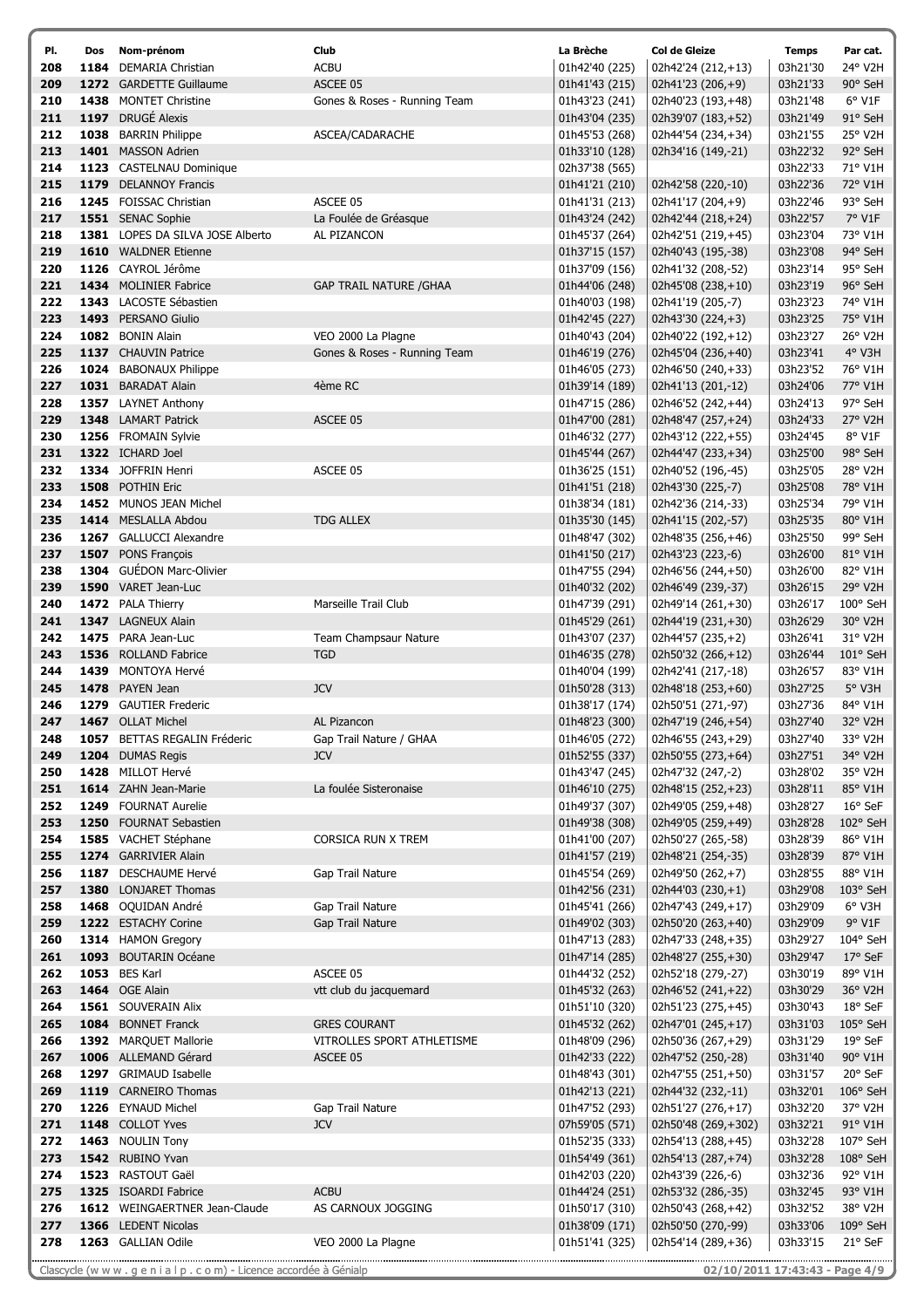| Pl. | Dos | Nom-prénom | Club | La Brèche | Col de Gleize | Temps | Par cat. |
|---|---|---|---|---|---|---|---|
| 208 | 1184 | DEMARIA Christian | ACBU | 01h42'40 (225) | 02h42'24 (212,+13) | 03h21'30 | 24° V2H |
| 209 | 1272 | GARDETTE Guillaume | ASCEE 05 | 01h41'43 (215) | 02h41'23 (206,+9) | 03h21'33 | 90° SeH |
| 210 | 1438 | MONTET Christine | Gones & Roses - Running Team | 01h43'23 (241) | 02h40'23 (193,+48) | 03h21'48 | 6° V1F |
| 211 | 1197 | DRUGÉ Alexis | | 01h43'04 (235) | 02h39'07 (183,+52) | 03h21'49 | 91° SeH |
| 212 | 1038 | BARRIN Philippe | ASCEA/CADARACHE | 01h45'53 (268) | 02h44'54 (234,+34) | 03h21'55 | 25° V2H |
| 213 | 1401 | MASSON Adrien | | 01h33'10 (128) | 02h34'16 (149,-21) | 03h22'32 | 92° SeH |
| 214 | 1123 | CASTELNAU Dominique | | 02h37'38 (565) | | 03h22'33 | 71° V1H |
| 215 | 1179 | DELANNOY Francis | | 01h41'21 (210) | 02h42'58 (220,-10) | 03h22'36 | 72° V1H |
| 216 | 1245 | FOISSAC Christian | ASCEE 05 | 01h41'31 (213) | 02h41'17 (204,+9) | 03h22'46 | 93° SeH |
| 217 | 1551 | SENAC Sophie | La Foulée de Gréasque | 01h43'24 (242) | 02h42'44 (218,+24) | 03h22'57 | 7° V1F |
| 218 | 1381 | LOPES DA SILVA JOSE Alberto | AL PIZANCON | 01h45'37 (264) | 02h42'51 (219,+45) | 03h23'04 | 73° V1H |
| 219 | 1610 | WALDNER Etienne | | 01h37'15 (157) | 02h40'43 (195,-38) | 03h23'08 | 94° SeH |
| 220 | 1126 | CAYROL Jérôme | | 01h37'09 (156) | 02h41'32 (208,-52) | 03h23'14 | 95° SeH |
| 221 | 1434 | MOLINIER Fabrice | GAP TRAIL NATURE /GHAA | 01h44'06 (248) | 02h45'08 (238,+10) | 03h23'19 | 96° SeH |
| 222 | 1343 | LACOSTE Sébastien | | 01h40'03 (198) | 02h41'19 (205,-7) | 03h23'23 | 74° V1H |
| 223 | 1493 | PERSANO Giulio | | 01h42'45 (227) | 02h43'30 (224,+3) | 03h23'25 | 75° V1H |
| 224 | 1082 | BONIN Alain | VEO 2000 La Plagne | 01h40'43 (204) | 02h40'22 (192,+12) | 03h23'27 | 26° V2H |
| 225 | 1137 | CHAUVIN Patrice | Gones & Roses - Running Team | 01h46'19 (276) | 02h45'04 (236,+40) | 03h23'41 | 4° V3H |
| 226 | 1024 | BABONAUX Philippe | | 01h46'05 (273) | 02h46'50 (240,+33) | 03h23'52 | 76° V1H |
| 227 | 1031 | BARADAT Alain | 4ème RC | 01h39'14 (189) | 02h41'13 (201,-12) | 03h24'06 | 77° V1H |
| 228 | 1357 | LAYNET Anthony | | 01h47'15 (286) | 02h46'52 (242,+44) | 03h24'13 | 97° SeH |
| 229 | 1348 | LAMART Patrick | ASCEE 05 | 01h47'00 (281) | 02h48'47 (257,+24) | 03h24'33 | 27° V2H |
| 230 | 1256 | FROMAIN Sylvie | | 01h46'32 (277) | 02h43'12 (222,+55) | 03h24'45 | 8° V1F |
| 231 | 1322 | ICHARD Joel | | 01h45'44 (267) | 02h44'47 (233,+34) | 03h25'00 | 98° SeH |
| 232 | 1334 | JOFFRIN Henri | ASCEE 05 | 01h36'25 (151) | 02h40'52 (196,-45) | 03h25'05 | 28° V2H |
| 233 | 1508 | POTHIN Eric | | 01h41'51 (218) | 02h43'30 (225,-7) | 03h25'08 | 78° V1H |
| 234 | 1452 | MUNOS JEAN Michel | | 01h38'34 (181) | 02h42'36 (214,-33) | 03h25'34 | 79° V1H |
| 235 | 1414 | MESLALLA Abdou | TDG ALLEX | 01h35'30 (145) | 02h41'15 (202,-57) | 03h25'35 | 80° V1H |
| 236 | 1267 | GALLUCCI Alexandre | | 01h48'47 (302) | 02h48'35 (256,+46) | 03h25'50 | 99° SeH |
| 237 | 1507 | PONS François | | 01h41'50 (217) | 02h43'23 (223,-6) | 03h26'00 | 81° V1H |
| 238 | 1304 | GUÉDON Marc-Olivier | | 01h47'55 (294) | 02h46'56 (244,+50) | 03h26'00 | 82° V1H |
| 239 | 1590 | VARET Jean-Luc | | 01h40'32 (202) | 02h46'49 (239,-37) | 03h26'15 | 29° V2H |
| 240 | 1472 | PALA Thierry | Marseille Trail Club | 01h47'39 (291) | 02h49'14 (261,+30) | 03h26'17 | 100° SeH |
| 241 | 1347 | LAGNEUX Alain | | 01h45'29 (261) | 02h44'19 (231,+30) | 03h26'29 | 30° V2H |
| 242 | 1475 | PARA Jean-Luc | Team Champsaur Nature | 01h43'07 (237) | 02h44'57 (235,+2) | 03h26'41 | 31° V2H |
| 243 | 1536 | ROLLAND Fabrice | TGD | 01h46'35 (278) | 02h50'32 (266,+12) | 03h26'44 | 101° SeH |
| 244 | 1439 | MONTOYA Hervé | | 01h40'04 (199) | 02h42'41 (217,-18) | 03h26'57 | 83° V1H |
| 245 | 1478 | PAYEN Jean | JCV | 01h50'28 (313) | 02h48'18 (253,+60) | 03h27'25 | 5° V3H |
| 246 | 1279 | GAUTIER Frederic | | 01h38'17 (174) | 02h50'51 (271,-97) | 03h27'36 | 84° V1H |
| 247 | 1467 | OLLAT Michel | AL Pizancon | 01h48'23 (300) | 02h47'19 (246,+54) | 03h27'40 | 32° V2H |
| 248 | 1057 | BETTAS REGALIN Fréderic | Gap Trail Nature / GHAA | 01h46'05 (272) | 02h46'55 (243,+29) | 03h27'40 | 33° V2H |
| 249 | 1204 | DUMAS Regis | JCV | 01h52'55 (337) | 02h50'55 (273,+64) | 03h27'51 | 34° V2H |
| 250 | 1428 | MILLOT Hervé | | 01h43'47 (245) | 02h47'32 (247,-2) | 03h28'02 | 35° V2H |
| 251 | 1614 | ZAHN Jean-Marie | La foulée Sisteronaise | 01h46'10 (275) | 02h48'15 (252,+23) | 03h28'11 | 85° V1H |
| 252 | 1249 | FOURNAT Aurelie | | 01h49'37 (307) | 02h49'05 (259,+48) | 03h28'27 | 16° SeF |
| 253 | 1250 | FOURNAT Sebastien | | 01h49'38 (308) | 02h49'05 (259,+49) | 03h28'28 | 102° SeH |
| 254 | 1585 | VACHET Stéphane | CORSICA RUN X TREM | 01h41'00 (207) | 02h50'27 (265,-58) | 03h28'39 | 86° V1H |
| 255 | 1274 | GARRIVIER Alain | | 01h41'57 (219) | 02h48'21 (254,-35) | 03h28'39 | 87° V1H |
| 256 | 1187 | DESCHAUME Hervé | Gap Trail Nature | 01h45'54 (269) | 02h49'50 (262,+7) | 03h28'55 | 88° V1H |
| 257 | 1380 | LONJARET Thomas | | 01h42'56 (231) | 02h44'03 (230,+1) | 03h29'08 | 103° SeH |
| 258 | 1468 | OQUIDAN André | Gap Trail Nature | 01h45'41 (266) | 02h47'43 (249,+17) | 03h29'09 | 6° V3H |
| 259 | 1222 | ESTACHY Corine | Gap Trail Nature | 01h49'02 (303) | 02h50'20 (263,+40) | 03h29'09 | 9° V1F |
| 260 | 1314 | HAMON Gregory | | 01h47'13 (283) | 02h47'33 (248,+35) | 03h29'27 | 104° SeH |
| 261 | 1093 | BOUTARIN Océane | | 01h47'14 (285) | 02h48'27 (255,+30) | 03h29'47 | 17° SeF |
| 262 | 1053 | BES Karl | ASCEE 05 | 01h44'32 (252) | 02h52'18 (279,-27) | 03h30'19 | 89° V1H |
| 263 | 1464 | OGE Alain | vtt club du jacquemard | 01h45'32 (263) | 02h46'52 (241,+22) | 03h30'29 | 36° V2H |
| 264 | 1561 | SOUVERAIN Alix | | 01h51'10 (320) | 02h51'23 (275,+45) | 03h30'43 | 18° SeF |
| 265 | 1084 | BONNET Franck | GRES COURANT | 01h45'32 (262) | 02h47'01 (245,+17) | 03h31'03 | 105° SeH |
| 266 | 1392 | MARQUET Mallorie | VITROLLES SPORT ATHLETISME | 01h48'09 (296) | 02h50'36 (267,+29) | 03h31'29 | 19° SeF |
| 267 | 1006 | ALLEMAND Gérard | ASCEE 05 | 01h42'33 (222) | 02h47'52 (250,-28) | 03h31'40 | 90° V1H |
| 268 | 1297 | GRIMAUD Isabelle | | 01h48'43 (301) | 02h47'55 (251,+50) | 03h31'57 | 20° SeF |
| 269 | 1119 | CARNEIRO Thomas | | 01h42'13 (221) | 02h44'32 (232,-11) | 03h32'01 | 106° SeH |
| 270 | 1226 | EYNAUD Michel | Gap Trail Nature | 01h47'52 (293) | 02h51'27 (276,+17) | 03h32'20 | 37° V2H |
| 271 | 1148 | COLLOT Yves | JCV | 07h59'05 (571) | 02h50'48 (269,+302) | 03h32'21 | 91° V1H |
| 272 | 1463 | NOULIN Tony | | 01h52'35 (333) | 02h54'13 (288,+45) | 03h32'28 | 107° SeH |
| 273 | 1542 | RUBINO Yvan | | 01h54'49 (361) | 02h54'13 (287,+74) | 03h32'28 | 108° SeH |
| 274 | 1523 | RASTOUT Gaël | | 01h42'03 (220) | 02h43'39 (226,-6) | 03h32'36 | 92° V1H |
| 275 | 1325 | ISOARDI Fabrice | ACBU | 01h44'24 (251) | 02h53'32 (286,-35) | 03h32'45 | 93° V1H |
| 276 | 1612 | WEINGAERTNER Jean-Claude | AS CARNOUX JOGGING | 01h50'17 (310) | 02h50'43 (268,+42) | 03h32'52 | 38° V2H |
| 277 | 1366 | LEDENT Nicolas | | 01h38'09 (171) | 02h50'50 (270,-99) | 03h33'06 | 109° SeH |
| 278 | 1263 | GALLIAN Odile | VEO 2000 La Plagne | 01h51'41 (325) | 02h54'14 (289,+36) | 03h33'15 | 21° SeF |

Clascycle (w w w . g e n i a l p . c o m) - Licence accordée à Génialp

02/10/2011 17:43:43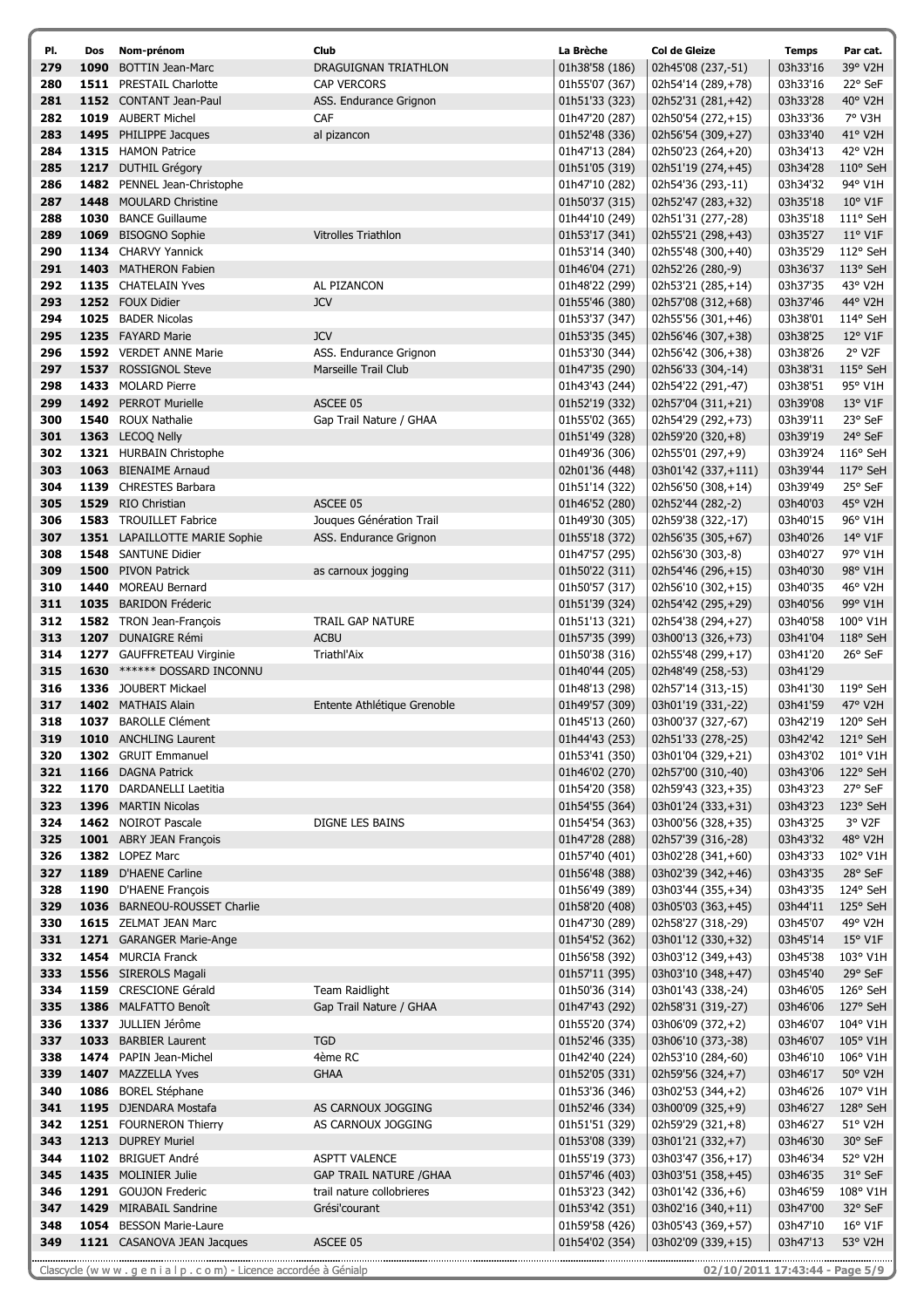| Pl. | Dos | Nom-prénom | Club | La Brèche | Col de Gleize | Temps | Par cat. |
|---|---|---|---|---|---|---|---|
| 279 | 1090 | BOTTIN Jean-Marc | DRAGUIGNAN TRIATHLON | 01h38'58 (186) | 02h45'08 (237,-51) | 03h33'16 | 39° V2H |
| 280 | 1511 | PRESTAIL Charlotte | CAP VERCORS | 01h55'07 (367) | 02h54'14 (289,+78) | 03h33'16 | 22° SeF |
| 281 | 1152 | CONTANT Jean-Paul | ASS. Endurance Grignon | 01h51'33 (323) | 02h52'31 (281,+42) | 03h33'28 | 40° V2H |
| 282 | 1019 | AUBERT Michel | CAF | 01h47'20 (287) | 02h50'54 (272,+15) | 03h33'36 | 7° V3H |
| 283 | 1495 | PHILIPPE Jacques | al pizancon | 01h52'48 (336) | 02h56'54 (309,+27) | 03h33'40 | 41° V2H |
| 284 | 1315 | HAMON Patrice | | 01h47'13 (284) | 02h50'23 (264,+20) | 03h34'13 | 42° V2H |
| 285 | 1217 | DUTHIL Grégory | | 01h51'05 (319) | 02h51'19 (274,+45) | 03h34'28 | 110° SeH |
| 286 | 1482 | PENNEL Jean-Christophe | | 01h47'10 (282) | 02h54'36 (293,-11) | 03h34'32 | 94° V1H |
| 287 | 1448 | MOULARD Christine | | 01h50'37 (315) | 02h52'47 (283,+32) | 03h35'18 | 10° V1F |
| 288 | 1030 | BANCE Guillaume | | 01h44'10 (249) | 02h51'31 (277,-28) | 03h35'18 | 111° SeH |
| 289 | 1069 | BISOGNO Sophie | Vitrolles Triathlon | 01h53'17 (341) | 02h55'21 (298,+43) | 03h35'27 | 11° V1F |
| 290 | 1134 | CHARVY Yannick | | 01h53'14 (340) | 02h55'48 (300,+40) | 03h35'29 | 112° SeH |
| 291 | 1403 | MATHERON Fabien | | 01h46'04 (271) | 02h52'26 (280,-9) | 03h36'37 | 113° SeH |
| 292 | 1135 | CHATELAIN Yves | AL PIZANCON | 01h48'22 (299) | 02h53'21 (285,+14) | 03h37'35 | 43° V2H |
| 293 | 1252 | FOUX Didier | JCV | 01h55'46 (380) | 02h57'08 (312,+68) | 03h37'46 | 44° V2H |
| 294 | 1025 | BADER Nicolas | | 01h53'37 (347) | 02h55'56 (301,+46) | 03h38'01 | 114° SeH |
| 295 | 1235 | FAYARD Marie | JCV | 01h53'35 (345) | 02h56'46 (307,+38) | 03h38'25 | 12° V1F |
| 296 | 1592 | VERDET ANNE Marie | ASS. Endurance Grignon | 01h53'30 (344) | 02h56'42 (306,+38) | 03h38'26 | 2° V2F |
| 297 | 1537 | ROSSIGNOL Steve | Marseille Trail Club | 01h47'35 (290) | 02h56'33 (304,-14) | 03h38'31 | 115° SeH |
| 298 | 1433 | MOLARD Pierre | | 01h43'43 (244) | 02h54'22 (291,-47) | 03h38'51 | 95° V1H |
| 299 | 1492 | PERROT Murielle | ASCEE 05 | 01h52'19 (332) | 02h57'04 (311,+21) | 03h39'08 | 13° V1F |
| 300 | 1540 | ROUX Nathalie | Gap Trail Nature / GHAA | 01h55'02 (365) | 02h54'29 (292,+73) | 03h39'11 | 23° SeF |
| 301 | 1363 | LECOQ Nelly | | 01h51'49 (328) | 02h59'20 (320,+8) | 03h39'19 | 24° SeF |
| 302 | 1321 | HURBAIN Christophe | | 01h49'36 (306) | 02h55'01 (297,+9) | 03h39'24 | 116° SeH |
| 303 | 1063 | BIENAIME Arnaud | | 02h01'36 (448) | 03h01'42 (337,+111) | 03h39'44 | 117° SeH |
| 304 | 1139 | CHRESTES Barbara | | 01h51'14 (322) | 02h56'50 (308,+14) | 03h39'49 | 25° SeF |
| 305 | 1529 | RIO Christian | ASCEE 05 | 01h46'52 (280) | 02h52'44 (282,-2) | 03h40'03 | 45° V2H |
| 306 | 1583 | TROUILLET Fabrice | Jouques Génération Trail | 01h49'30 (305) | 02h59'38 (322,-17) | 03h40'15 | 96° V1H |
| 307 | 1351 | LAPAILLOTTE MARIE Sophie | ASS. Endurance Grignon | 01h55'18 (372) | 02h56'35 (305,+67) | 03h40'26 | 14° V1F |
| 308 | 1548 | SANTUNE Didier | | 01h47'57 (295) | 02h56'30 (303,-8) | 03h40'27 | 97° V1H |
| 309 | 1500 | PIVON Patrick | as carnoux jogging | 01h50'22 (311) | 02h54'46 (296,+15) | 03h40'30 | 98° V1H |
| 310 | 1440 | MOREAU Bernard | | 01h50'57 (317) | 02h56'10 (302,+15) | 03h40'35 | 46° V2H |
| 311 | 1035 | BARIDON Fréderic | | 01h51'39 (324) | 02h54'42 (295,+29) | 03h40'56 | 99° V1H |
| 312 | 1582 | TRON Jean-François | TRAIL GAP NATURE | 01h51'13 (321) | 02h54'38 (294,+27) | 03h40'58 | 100° V1H |
| 313 | 1207 | DUNAIGRE Rémi | ACBU | 01h57'35 (399) | 03h00'13 (326,+73) | 03h41'04 | 118° SeH |
| 314 | 1277 | GAUFFRETEAU Virginie | Triathl'Aix | 01h50'38 (316) | 02h55'48 (299,+17) | 03h41'20 | 26° SeF |
| 315 | 1630 | ****** DOSSARD INCONNU | | 01h40'44 (205) | 02h48'49 (258,-53) | 03h41'29 | |
| 316 | 1336 | JOUBERT Mickael | | 01h48'13 (298) | 02h57'14 (313,-15) | 03h41'30 | 119° SeH |
| 317 | 1402 | MATHAIS Alain | Entente Athlétique Grenoble | 01h49'57 (309) | 03h01'19 (331,-22) | 03h41'59 | 47° V2H |
| 318 | 1037 | BAROLLE Clément | | 01h45'13 (260) | 03h00'37 (327,-67) | 03h42'19 | 120° SeH |
| 319 | 1010 | ANCHLING Laurent | | 01h44'43 (253) | 02h51'33 (278,-25) | 03h42'42 | 121° SeH |
| 320 | 1302 | GRUIT Emmanuel | | 01h53'41 (350) | 03h01'04 (329,+21) | 03h43'02 | 101° V1H |
| 321 | 1166 | DAGNA Patrick | | 01h46'02 (270) | 02h57'00 (310,-40) | 03h43'06 | 122° SeH |
| 322 | 1170 | DARDANELLI Laetitia | | 01h54'20 (358) | 02h59'43 (323,+35) | 03h43'23 | 27° SeF |
| 323 | 1396 | MARTIN Nicolas | | 01h54'55 (364) | 03h01'24 (333,+31) | 03h43'23 | 123° SeH |
| 324 | 1462 | NOIROT Pascale | DIGNE LES BAINS | 01h54'54 (363) | 03h00'56 (328,+35) | 03h43'25 | 3° V2F |
| 325 | 1001 | ABRY JEAN François | | 01h47'28 (288) | 02h57'39 (316,-28) | 03h43'32 | 48° V2H |
| 326 | 1382 | LOPEZ Marc | | 01h57'40 (401) | 03h02'28 (341,+60) | 03h43'33 | 102° V1H |
| 327 | 1189 | D'HAENE Carline | | 01h56'48 (388) | 03h02'39 (342,+46) | 03h43'35 | 28° SeF |
| 328 | 1190 | D'HAENE François | | 01h56'49 (389) | 03h03'44 (355,+34) | 03h43'35 | 124° SeH |
| 329 | 1036 | BARNEOU-ROUSSET Charlie | | 01h58'20 (408) | 03h05'03 (363,+45) | 03h44'11 | 125° SeH |
| 330 | 1615 | ZELMAT JEAN Marc | | 01h47'30 (289) | 02h58'27 (318,-29) | 03h45'07 | 49° V2H |
| 331 | 1271 | GARANGER Marie-Ange | | 01h54'52 (362) | 03h01'12 (330,+32) | 03h45'14 | 15° V1F |
| 332 | 1454 | MURCIA Franck | | 01h56'58 (392) | 03h03'12 (349,+43) | 03h45'38 | 103° V1H |
| 333 | 1556 | SIREROLS Magali | | 01h57'11 (395) | 03h03'10 (348,+47) | 03h45'40 | 29° SeF |
| 334 | 1159 | CRESCIONE Gérald | Team Raidlight | 01h50'36 (314) | 03h01'43 (338,-24) | 03h46'05 | 126° SeH |
| 335 | 1386 | MALFATTO Benoît | Gap Trail Nature / GHAA | 01h47'43 (292) | 02h58'31 (319,-27) | 03h46'06 | 127° SeH |
| 336 | 1337 | JULLIEN Jérôme | | 01h55'20 (374) | 03h06'09 (372,+2) | 03h46'07 | 104° V1H |
| 337 | 1033 | BARBIER Laurent | TGD | 01h52'46 (335) | 03h06'10 (373,-38) | 03h46'07 | 105° V1H |
| 338 | 1474 | PAPIN Jean-Michel | 4ème RC | 01h42'40 (224) | 02h53'10 (284,-60) | 03h46'10 | 106° V1H |
| 339 | 1407 | MAZZELLA Yves | GHAA | 01h52'05 (331) | 02h59'56 (324,+7) | 03h46'17 | 50° V2H |
| 340 | 1086 | BOREL Stéphane | | 01h53'36 (346) | 03h02'53 (344,+2) | 03h46'26 | 107° V1H |
| 341 | 1195 | DJENDARA Mostafa | AS CARNOUX JOGGING | 01h52'46 (334) | 03h00'09 (325,+9) | 03h46'27 | 128° SeH |
| 342 | 1251 | FOURNERON Thierry | AS CARNOUX JOGGING | 01h51'51 (329) | 02h59'29 (321,+8) | 03h46'27 | 51° V2H |
| 343 | 1213 | DUPREY Muriel | | 01h53'08 (339) | 03h01'21 (332,+7) | 03h46'30 | 30° SeF |
| 344 | 1102 | BRIGUET André | ASPTT VALENCE | 01h55'19 (373) | 03h03'47 (356,+17) | 03h46'34 | 52° V2H |
| 345 | 1435 | MOLINIER Julie | GAP TRAIL NATURE /GHAA | 01h57'46 (403) | 03h03'51 (358,+45) | 03h46'35 | 31° SeF |
| 346 | 1291 | GOUJON Frederic | trail nature collobrieres | 01h53'23 (342) | 03h01'42 (336,+6) | 03h46'59 | 108° V1H |
| 347 | 1429 | MIRABAIL Sandrine | Grési'courant | 01h53'42 (351) | 03h02'16 (340,+11) | 03h47'00 | 32° SeF |
| 348 | 1054 | BESSON Marie-Laure | | 01h59'58 (426) | 03h05'43 (369,+57) | 03h47'10 | 16° V1F |
| 349 | 1121 | CASANOVA JEAN Jacques | ASCEE 05 | 01h54'02 (354) | 03h02'09 (339,+15) | 03h47'13 | 53° V2H |

Clascycle (w w w . g e n i a l p . c o m) - Licence accordée à Génialp — 02/10/2011 17:43:44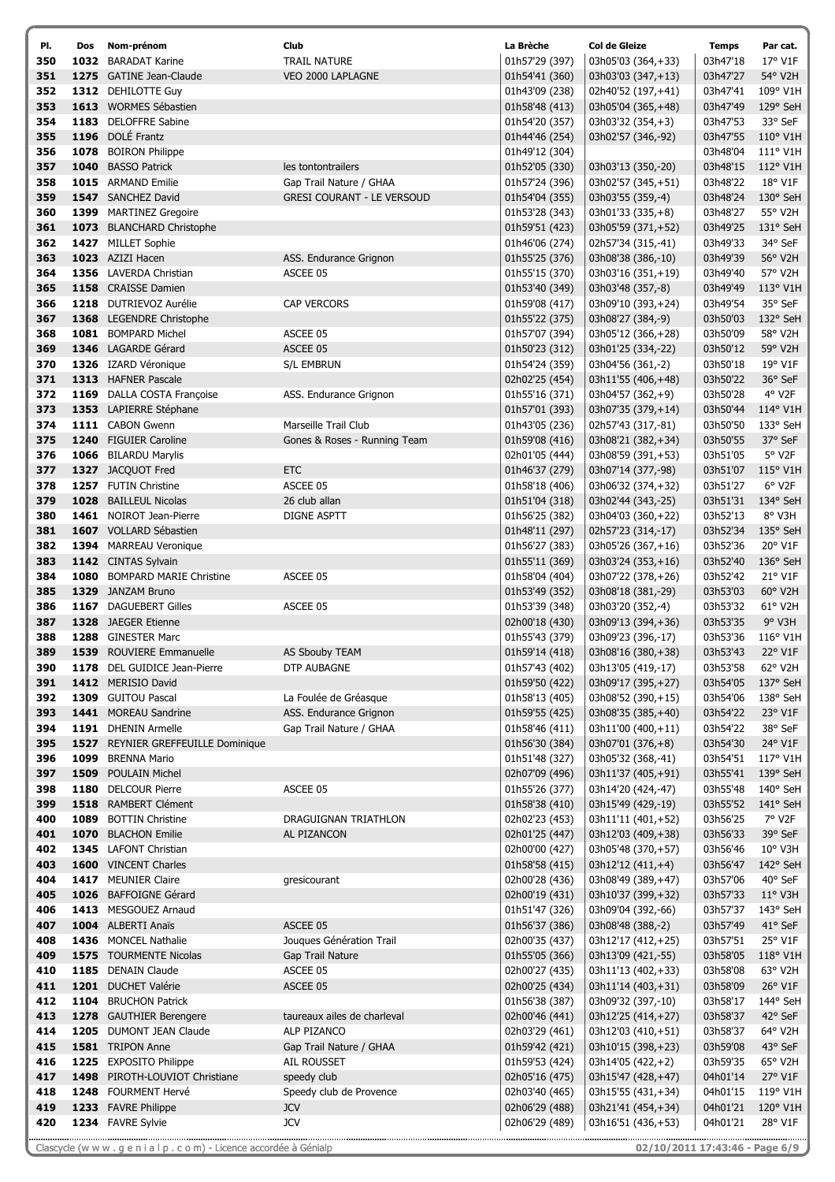| Pl. | Dos | Nom-prénom | Club | La Brèche | Col de Gleize | Temps | Par cat. |
|---|---|---|---|---|---|---|---|
| 350 | 1032 | BARADAT Karine | TRAIL NATURE | 01h57'29 (397) | 03h05'03 (364,+33) | 03h47'18 | 17° V1F |
| 351 | 1275 | GATINE Jean-Claude | VEO 2000 LAPLAGNE | 01h54'41 (360) | 03h03'03 (347,+13) | 03h47'27 | 54° V2H |
| 352 | 1312 | DEHILOTTE Guy | | 01h43'09 (238) | 02h40'52 (197,+41) | 03h47'41 | 109° V1H |
| 353 | 1613 | WORMES Sébastien | | 01h58'48 (413) | 03h05'04 (365,+48) | 03h47'49 | 129° SeH |
| 354 | 1183 | DELOFFRE Sabine | | 01h54'20 (357) | 03h03'32 (354,+3) | 03h47'53 | 33° SeF |
| 355 | 1196 | DOLÉ Frantz | | 01h44'46 (254) | 03h02'57 (346,-92) | 03h47'55 | 110° V1H |
| 356 | 1078 | BOIRON Philippe | | 01h49'12 (304) | | 03h48'04 | 111° V1H |
| 357 | 1040 | BASSO Patrick | les tontontrailers | 01h52'05 (330) | 03h03'13 (350,-20) | 03h48'15 | 112° V1H |
| 358 | 1015 | ARMAND Emilie | Gap Trail Nature / GHAA | 01h57'24 (396) | 03h02'57 (345,+51) | 03h48'22 | 18° V1F |
| 359 | 1547 | SANCHEZ David | GRESI COURANT - LE VERSOUD | 01h54'04 (355) | 03h03'55 (359,-4) | 03h48'24 | 130° SeH |
| 360 | 1399 | MARTINEZ Gregoire | | 01h53'28 (343) | 03h01'33 (335,+8) | 03h48'27 | 55° V2H |
| 361 | 1073 | BLANCHARD Christophe | | 01h59'51 (423) | 03h05'59 (371,+52) | 03h49'25 | 131° SeH |
| 362 | 1427 | MILLET Sophie | | 01h46'06 (274) | 02h57'34 (315,-41) | 03h49'33 | 34° SeF |
| 363 | 1023 | AZIZI Hacen | ASS. Endurance Grignon | 01h55'25 (376) | 03h08'38 (386,-10) | 03h49'39 | 56° V2H |
| 364 | 1356 | LAVERDA Christian | ASCEE 05 | 01h55'15 (370) | 03h03'16 (351,+19) | 03h49'40 | 57° V2H |
| 365 | 1158 | CRAISSE Damien | | 01h53'40 (349) | 03h03'48 (357,-8) | 03h49'49 | 113° V1H |
| 366 | 1218 | DUTRIEVOZ Aurélie | CAP VERCORS | 01h59'08 (417) | 03h09'10 (393,+24) | 03h49'54 | 35° SeF |
| 367 | 1368 | LEGENDRE Christophe | | 01h55'22 (375) | 03h08'27 (384,-9) | 03h50'03 | 132° SeH |
| 368 | 1081 | BOMPARD Michel | ASCEE 05 | 01h57'07 (394) | 03h05'12 (366,+28) | 03h50'09 | 58° V2H |
| 369 | 1346 | LAGARDE Gérard | ASCEE 05 | 01h50'23 (312) | 03h01'25 (334,-22) | 03h50'12 | 59° V2H |
| 370 | 1326 | IZARD Véronique | S/L EMBRUN | 01h54'24 (359) | 03h04'56 (361,-2) | 03h50'18 | 19° V1F |
| 371 | 1313 | HAFNER Pascale | | 02h02'25 (454) | 03h11'55 (406,+48) | 03h50'22 | 36° SeF |
| 372 | 1169 | DALLA COSTA Françoise | ASS. Endurance Grignon | 01h55'16 (371) | 03h04'57 (362,+9) | 03h50'28 | 4° V2F |
| 373 | 1353 | LAPIERRE Stéphane | | 01h57'01 (393) | 03h07'35 (379,+14) | 03h50'44 | 114° V1H |
| 374 | 1111 | CABON Gwenn | Marseille Trail Club | 01h43'05 (236) | 02h57'43 (317,-81) | 03h50'50 | 133° SeH |
| 375 | 1240 | FIGUIER Caroline | Gones & Roses - Running Team | 01h59'08 (416) | 03h08'21 (382,+34) | 03h50'55 | 37° SeF |
| 376 | 1066 | BILARDU Marylis | | 02h01'05 (444) | 03h08'59 (391,+53) | 03h51'05 | 5° V2F |
| 377 | 1327 | JACQUOT Fred | ETC | 01h46'37 (279) | 03h07'14 (377,-98) | 03h51'07 | 115° V1H |
| 378 | 1257 | FUTIN Christine | ASCEE 05 | 01h58'18 (406) | 03h06'32 (374,+32) | 03h51'27 | 6° V2F |
| 379 | 1028 | BAILLEUL Nicolas | 26 club allan | 01h51'04 (318) | 03h02'44 (343,-25) | 03h51'31 | 134° SeH |
| 380 | 1461 | NOIROT Jean-Pierre | DIGNE ASPTT | 01h56'25 (382) | 03h04'03 (360,+22) | 03h52'13 | 8° V3H |
| 381 | 1607 | VOLLARD Sébastien | | 01h48'11 (297) | 02h57'23 (314,-17) | 03h52'34 | 135° SeH |
| 382 | 1394 | MARREAU Veronique | | 01h56'27 (383) | 03h05'26 (367,+16) | 03h52'36 | 20° V1F |
| 383 | 1142 | CINTAS Sylvain | | 01h55'11 (369) | 03h03'24 (353,+16) | 03h52'40 | 136° SeH |
| 384 | 1080 | BOMPARD MARIE Christine | ASCEE 05 | 01h58'04 (404) | 03h07'22 (378,+26) | 03h52'42 | 21° V1F |
| 385 | 1329 | JANZAM Bruno | | 01h53'49 (352) | 03h08'18 (381,-29) | 03h53'03 | 60° V2H |
| 386 | 1167 | DAGUEBERT Gilles | ASCEE 05 | 01h53'39 (348) | 03h03'20 (352,-4) | 03h53'32 | 61° V2H |
| 387 | 1328 | JAEGER Etienne | | 02h00'18 (430) | 03h09'13 (394,+36) | 03h53'35 | 9° V3H |
| 388 | 1288 | GINESTER Marc | | 01h55'43 (379) | 03h09'23 (396,-17) | 03h53'36 | 116° V1H |
| 389 | 1539 | ROUVIERE Emmanuelle | AS Sbouby TEAM | 01h59'14 (418) | 03h08'16 (380,+38) | 03h53'43 | 22° V1F |
| 390 | 1178 | DEL GUIDICE Jean-Pierre | DTP AUBAGNE | 01h57'43 (402) | 03h13'05 (419,-17) | 03h53'58 | 62° V2H |
| 391 | 1412 | MERISIO David | | 01h59'50 (422) | 03h09'17 (395,+27) | 03h54'05 | 137° SeH |
| 392 | 1309 | GUITOU Pascal | La Foulée de Gréasque | 01h58'13 (405) | 03h08'52 (390,+15) | 03h54'06 | 138° SeH |
| 393 | 1441 | MOREAU Sandrine | ASS. Endurance Grignon | 01h59'55 (425) | 03h08'35 (385,+40) | 03h54'22 | 23° V1F |
| 394 | 1191 | DHENIN Armelle | Gap Trail Nature / GHAA | 01h58'46 (411) | 03h11'00 (400,+11) | 03h54'22 | 38° SeF |
| 395 | 1527 | REYNIER GREFFEUILLE Dominique | | 01h56'30 (384) | 03h07'01 (376,+8) | 03h54'30 | 24° V1F |
| 396 | 1099 | BRENNA Mario | | 01h51'48 (327) | 03h05'32 (368,-41) | 03h54'51 | 117° V1H |
| 397 | 1509 | POULAIN Michel | | 02h07'09 (496) | 03h11'37 (405,+91) | 03h55'41 | 139° SeH |
| 398 | 1180 | DELCOUR Pierre | ASCEE 05 | 01h55'26 (377) | 03h14'20 (424,-47) | 03h55'48 | 140° SeH |
| 399 | 1518 | RAMBERT Clément | | 01h58'38 (410) | 03h15'49 (429,-19) | 03h55'52 | 141° SeH |
| 400 | 1089 | BOTTIN Christine | DRAGUIGNAN TRIATHLON | 02h02'23 (453) | 03h11'11 (401,+52) | 03h56'25 | 7° V2F |
| 401 | 1070 | BLACHON Emilie | AL PIZANCON | 02h01'25 (447) | 03h12'03 (409,+38) | 03h56'33 | 39° SeF |
| 402 | 1345 | LAFONT Christian | | 02h00'00 (427) | 03h05'48 (370,+57) | 03h56'46 | 10° V3H |
| 403 | 1600 | VINCENT Charles | | 01h58'58 (415) | 03h12'12 (411,+4) | 03h56'47 | 142° SeH |
| 404 | 1417 | MEUNIER Claire | gresicourant | 02h00'28 (436) | 03h08'49 (389,+47) | 03h57'06 | 40° SeF |
| 405 | 1026 | BAFFOIGNE Gérard | | 02h00'19 (431) | 03h10'37 (399,+32) | 03h57'33 | 11° V3H |
| 406 | 1413 | MESGOUEZ Arnaud | | 01h51'47 (326) | 03h09'04 (392,-66) | 03h57'37 | 143° SeH |
| 407 | 1004 | ALBERTI Anaïs | ASCEE 05 | 01h56'37 (386) | 03h08'48 (388,-2) | 03h57'49 | 41° SeF |
| 408 | 1436 | MONCEL Nathalie | Jouques Génération Trail | 02h00'35 (437) | 03h12'17 (412,+25) | 03h57'51 | 25° V1F |
| 409 | 1575 | TOURMENTE Nicolas | Gap Trail Nature | 01h55'05 (366) | 03h13'09 (421,-55) | 03h58'05 | 118° V1H |
| 410 | 1185 | DENAIN Claude | ASCEE 05 | 02h00'27 (435) | 03h11'13 (402,+33) | 03h58'08 | 63° V2H |
| 411 | 1201 | DUCHET Valérie | ASCEE 05 | 02h00'25 (434) | 03h11'14 (403,+31) | 03h58'09 | 26° V1F |
| 412 | 1104 | BRUCHON Patrick | | 01h56'38 (387) | 03h09'32 (397,-10) | 03h58'17 | 144° SeH |
| 413 | 1278 | GAUTHIER Berengere | taureaux ailes de charleval | 02h00'46 (441) | 03h12'25 (414,+27) | 03h58'37 | 42° SeF |
| 414 | 1205 | DUMONT JEAN Claude | ALP PIZANCO | 02h03'29 (461) | 03h12'03 (410,+51) | 03h58'37 | 64° V2H |
| 415 | 1581 | TRIPON Anne | Gap Trail Nature / GHAA | 01h59'42 (421) | 03h10'15 (398,+23) | 03h59'08 | 43° SeF |
| 416 | 1225 | EXPOSITO Philippe | AIL ROUSSET | 01h59'53 (424) | 03h14'05 (422,+2) | 03h59'35 | 65° V2H |
| 417 | 1498 | PIROTH-LOUVIOT Christiane | speedy club | 02h05'16 (475) | 03h15'47 (428,+47) | 04h01'14 | 27° V1F |
| 418 | 1248 | FOURMENT Hervé | Speedy club de Provence | 02h03'40 (465) | 03h15'55 (431,+34) | 04h01'15 | 119° V1H |
| 419 | 1233 | FAVRE Philippe | JCV | 02h06'29 (488) | 03h21'41 (454,+34) | 04h01'21 | 120° V1H |
| 420 | 1234 | FAVRE Sylvie | JCV | 02h06'29 (489) | 03h16'51 (436,+53) | 04h01'21 | 28° V1F |

Clascycle (w w w . g e n i a l p . c o m) - Licence accordée à Génialp — 02/10/2011 17:43:46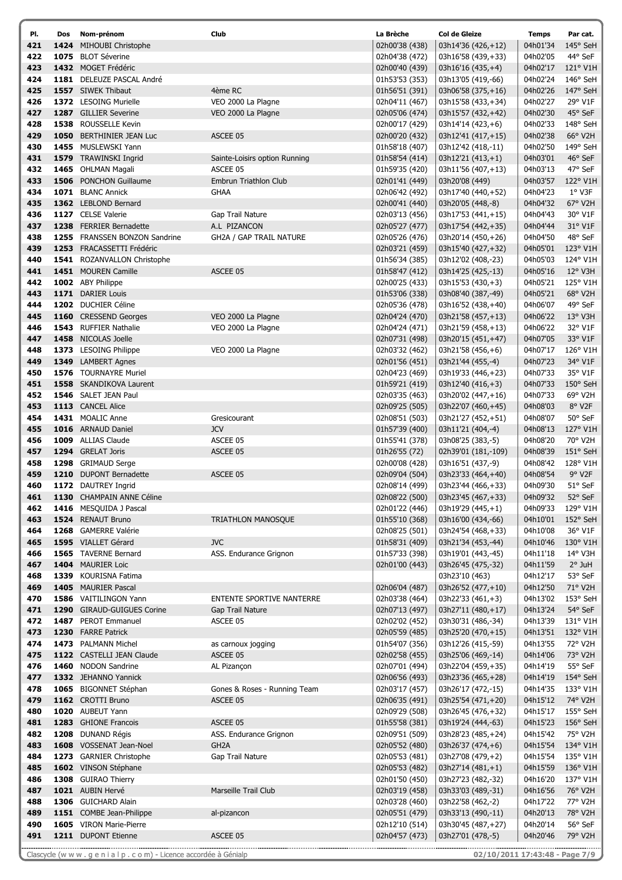| Pl. | Dos | Nom-prénom | Club | La Brèche | Col de Gleize | Temps | Par cat. |
|---|---|---|---|---|---|---|---|
| 421 | 1424 | MIHOUBI Christophe | | 02h00'38 (438) | 03h14'36 (426,+12) | 04h01'34 | 145° SeH |
| 422 | 1075 | BLOT Séverine | | 02h04'38 (472) | 03h16'58 (439,+33) | 04h02'05 | 44° SeF |
| 423 | 1432 | MOGET Frédéric | | 02h00'40 (439) | 03h16'16 (435,+4) | 04h02'17 | 121° V1H |
| 424 | 1181 | DELEUZE PASCAL André | | 01h53'53 (353) | 03h13'05 (419,-66) | 04h02'24 | 146° SeH |
| 425 | 1557 | SIWEK Thibaut | 4ème RC | 01h56'51 (391) | 03h06'58 (375,+16) | 04h02'26 | 147° SeH |
| 426 | 1372 | LESOING Murielle | VEO 2000 La Plagne | 02h04'11 (467) | 03h15'58 (433,+34) | 04h02'27 | 29° V1F |
| 427 | 1287 | GILLIER Severine | VEO 2000 La Plagne | 02h05'06 (474) | 03h15'57 (432,+42) | 04h02'30 | 45° SeF |
| 428 | 1538 | ROUSSELLE Kevin | | 02h00'17 (429) | 03h14'14 (423,+6) | 04h02'33 | 148° SeH |
| 429 | 1050 | BERTHINIER JEAN Luc | ASCEE 05 | 02h00'20 (432) | 03h12'41 (417,+15) | 04h02'38 | 66° V2H |
| 430 | 1455 | MUSLEWSKI Yann | | 01h58'18 (407) | 03h12'42 (418,-11) | 04h02'50 | 149° SeH |
| 431 | 1579 | TRAWINSKI Ingrid | Sainte-Loisirs option Running | 01h58'54 (414) | 03h12'21 (413,+1) | 04h03'01 | 46° SeF |
| 432 | 1465 | OHLMAN Magali | ASCEE 05 | 01h59'35 (420) | 03h11'56 (407,+13) | 04h03'13 | 47° SeF |
| 433 | 1506 | PONCHON Guillaume | Embrun Triathlon Club | 02h01'41 (449) | 03h20'08 (449) | 04h03'57 | 122° V1H |
| 434 | 1071 | BLANC Annick | GHAA | 02h06'42 (492) | 03h17'40 (440,+52) | 04h04'23 | 1° V3F |
| 435 | 1362 | LEBLOND Bernard | | 02h00'41 (440) | 03h20'05 (448,-8) | 04h04'32 | 67° V2H |
| 436 | 1127 | CELSE Valerie | Gap Trail Nature | 02h03'13 (456) | 03h17'53 (441,+15) | 04h04'43 | 30° V1F |
| 437 | 1238 | FERRIER Bernadette | A.L PIZANCON | 02h05'27 (477) | 03h17'54 (442,+35) | 04h04'44 | 31° V1F |
| 438 | 1255 | FRANSSEN BONZON Sandrine | GH2A / GAP TRAIL NATURE | 02h05'26 (476) | 03h20'14 (450,+26) | 04h04'50 | 48° SeF |
| 439 | 1253 | FRACASSETTI Frédéric | | 02h03'21 (459) | 03h15'40 (427,+32) | 04h05'01 | 123° V1H |
| 440 | 1541 | ROZANVALLON Christophe | | 01h56'34 (385) | 03h12'02 (408,-23) | 04h05'03 | 124° V1H |
| 441 | 1451 | MOUREN Camille | ASCEE 05 | 01h58'47 (412) | 03h14'25 (425,-13) | 04h05'16 | 12° V3H |
| 442 | 1002 | ABY Philippe | | 02h00'25 (433) | 03h15'53 (430,+3) | 04h05'21 | 125° V1H |
| 443 | 1171 | DARIER Louis | | 01h53'06 (338) | 03h08'40 (387,-49) | 04h05'21 | 68° V2H |
| 444 | 1202 | DUCHIER Céline | | 02h05'36 (478) | 03h16'52 (438,+40) | 04h06'07 | 49° SeF |
| 445 | 1160 | CRESSEND Georges | VEO 2000 La Plagne | 02h04'24 (470) | 03h21'58 (457,+13) | 04h06'22 | 13° V3H |
| 446 | 1543 | RUFFIER Nathalie | VEO 2000 La Plagne | 02h04'24 (471) | 03h21'59 (458,+13) | 04h06'22 | 32° V1F |
| 447 | 1458 | NICOLAS Joelle | | 02h07'31 (498) | 03h20'15 (451,+47) | 04h07'05 | 33° V1F |
| 448 | 1373 | LESOING Philippe | VEO 2000 La Plagne | 02h03'32 (462) | 03h21'58 (456,+6) | 04h07'17 | 126° V1H |
| 449 | 1349 | LAMBERT Agnes | | 02h01'56 (451) | 03h21'44 (455,-4) | 04h07'23 | 34° V1F |
| 450 | 1576 | TOURNAYRE Muriel | | 02h04'23 (469) | 03h19'33 (446,+23) | 04h07'33 | 35° V1F |
| 451 | 1558 | SKANDIKOVA Laurent | | 01h59'21 (419) | 03h12'40 (416,+3) | 04h07'33 | 150° SeH |
| 452 | 1546 | SALET JEAN Paul | | 02h03'35 (463) | 03h20'02 (447,+16) | 04h07'33 | 69° V2H |
| 453 | 1113 | CANCEL Alice | | 02h09'25 (505) | 03h22'07 (460,+45) | 04h08'03 | 8° V2F |
| 454 | 1431 | MOALIC Anne | Gresicourant | 02h08'51 (503) | 03h21'27 (452,+51) | 04h08'07 | 50° SeF |
| 455 | 1016 | ARNAUD Daniel | JCV | 01h57'39 (400) | 03h11'21 (404,-4) | 04h08'13 | 127° V1H |
| 456 | 1009 | ALLIAS Claude | ASCEE 05 | 01h55'41 (378) | 03h08'25 (383,-5) | 04h08'20 | 70° V2H |
| 457 | 1294 | GRELAT Joris | ASCEE 05 | 01h26'55 (72) | 02h39'01 (181,-109) | 04h08'39 | 151° SeH |
| 458 | 1298 | GRIMAUD Serge | | 02h00'08 (428) | 03h16'51 (437,-9) | 04h08'42 | 128° V1H |
| 459 | 1210 | DUPONT Bernadette | ASCEE 05 | 02h09'04 (504) | 03h23'33 (464,+40) | 04h08'54 | 9° V2F |
| 460 | 1172 | DAUTREY Ingrid | | 02h08'14 (499) | 03h23'44 (466,+33) | 04h09'30 | 51° SeF |
| 461 | 1130 | CHAMPAIN ANNE Céline | | 02h08'22 (500) | 03h23'45 (467,+33) | 04h09'32 | 52° SeF |
| 462 | 1416 | MESQUIDA J Pascal | | 02h01'22 (446) | 03h19'29 (445,+1) | 04h09'33 | 129° V1H |
| 463 | 1524 | RENAUT Bruno | TRIATHLON MANOSQUE | 01h55'10 (368) | 03h16'00 (434,-66) | 04h10'01 | 152° SeH |
| 464 | 1268 | GAMERRE Valérie | | 02h08'25 (501) | 03h24'54 (468,+33) | 04h10'08 | 36° V1F |
| 465 | 1595 | VIALLET Gérard | JVC | 01h58'31 (409) | 03h21'34 (453,-44) | 04h10'46 | 130° V1H |
| 466 | 1565 | TAVERNE Bernard | ASS. Endurance Grignon | 01h57'33 (398) | 03h19'01 (443,-45) | 04h11'18 | 14° V3H |
| 467 | 1404 | MAURIER Loic | | 02h01'00 (443) | 03h26'45 (475,-32) | 04h11'59 | 2° JuH |
| 468 | 1339 | KOURISNA Fatima | | | 03h23'10 (463) | 04h12'17 | 53° SeF |
| 469 | 1405 | MAURIER Pascal | | 02h06'04 (487) | 03h26'52 (477,+10) | 04h12'50 | 71° V2H |
| 470 | 1586 | VAITILINGON Yann | ENTENTE SPORTIVE NANTERRE | 02h03'38 (464) | 03h22'33 (461,+3) | 04h13'02 | 153° SeH |
| 471 | 1290 | GIRAUD-GUIGUES Corine | Gap Trail Nature | 02h07'13 (497) | 03h27'11 (480,+17) | 04h13'24 | 54° SeF |
| 472 | 1487 | PEROT Emmanuel | ASCEE 05 | 02h02'02 (452) | 03h30'31 (486,-34) | 04h13'39 | 131° V1H |
| 473 | 1230 | FARRE Patrick | | 02h05'59 (485) | 03h25'20 (470,+15) | 04h13'51 | 132° V1H |
| 474 | 1473 | PALMANN Michel | as carnoux jogging | 01h54'07 (356) | 03h12'26 (415,-59) | 04h13'55 | 72° V2H |
| 475 | 1122 | CASTELLI JEAN Claude | ASCEE 05 | 02h02'58 (455) | 03h25'06 (469,-14) | 04h14'06 | 73° V2H |
| 476 | 1460 | NODON Sandrine | AL Pizançon | 02h07'01 (494) | 03h22'04 (459,+35) | 04h14'19 | 55° SeF |
| 477 | 1332 | JEHANNO Yannick | | 02h06'56 (493) | 03h23'36 (465,+28) | 04h14'19 | 154° SeH |
| 478 | 1065 | BIGONNET Stéphan | Gones & Roses - Running Team | 02h03'17 (457) | 03h26'17 (472,-15) | 04h14'35 | 133° V1H |
| 479 | 1162 | CROTTI Bruno | ASCEE 05 | 02h06'35 (491) | 03h25'54 (471,+20) | 04h15'12 | 74° V2H |
| 480 | 1020 | AUBEUT Yann | | 02h09'29 (508) | 03h26'45 (476,+32) | 04h15'17 | 155° SeH |
| 481 | 1283 | GHIONE Francois | ASCEE 05 | 01h55'58 (381) | 03h19'24 (444,-63) | 04h15'23 | 156° SeH |
| 482 | 1208 | DUNAND Régis | ASS. Endurance Grignon | 02h09'51 (509) | 03h28'23 (485,+24) | 04h15'42 | 75° V2H |
| 483 | 1608 | VOSSENAT Jean-Noel | GH2A | 02h05'52 (480) | 03h26'37 (474,+6) | 04h15'54 | 134° V1H |
| 484 | 1273 | GARNIER Christophe | Gap Trail Nature | 02h05'53 (481) | 03h27'08 (479,+2) | 04h15'54 | 135° V1H |
| 485 | 1602 | VINSON Stéphane | | 02h05'53 (482) | 03h27'14 (481,+1) | 04h15'59 | 136° V1H |
| 486 | 1308 | GUIRAO Thierry | | 02h01'50 (450) | 03h27'23 (482,-32) | 04h16'20 | 137° V1H |
| 487 | 1021 | AUBIN Hervé | Marseille Trail Club | 02h03'19 (458) | 03h33'03 (489,-31) | 04h16'56 | 76° V2H |
| 488 | 1306 | GUICHARD Alain | | 02h03'28 (460) | 03h22'58 (462,-2) | 04h17'22 | 77° V2H |
| 489 | 1151 | COMBE Jean-Philippe | al-pizancon | 02h05'51 (479) | 03h33'13 (490,-11) | 04h20'13 | 78° V2H |
| 490 | 1605 | VIRON Marie-Pierre | | 02h12'10 (514) | 03h30'45 (487,+27) | 04h20'14 | 56° SeF |
| 491 | 1211 | DUPONT Etienne | ASCEE 05 | 02h04'57 (473) | 03h27'01 (478,-5) | 04h20'46 | 79° V2H |

Clascycle (w w w . g e n i a l p . c o m) - Licence accordée à Génialp — 02/10/2011 17:43:48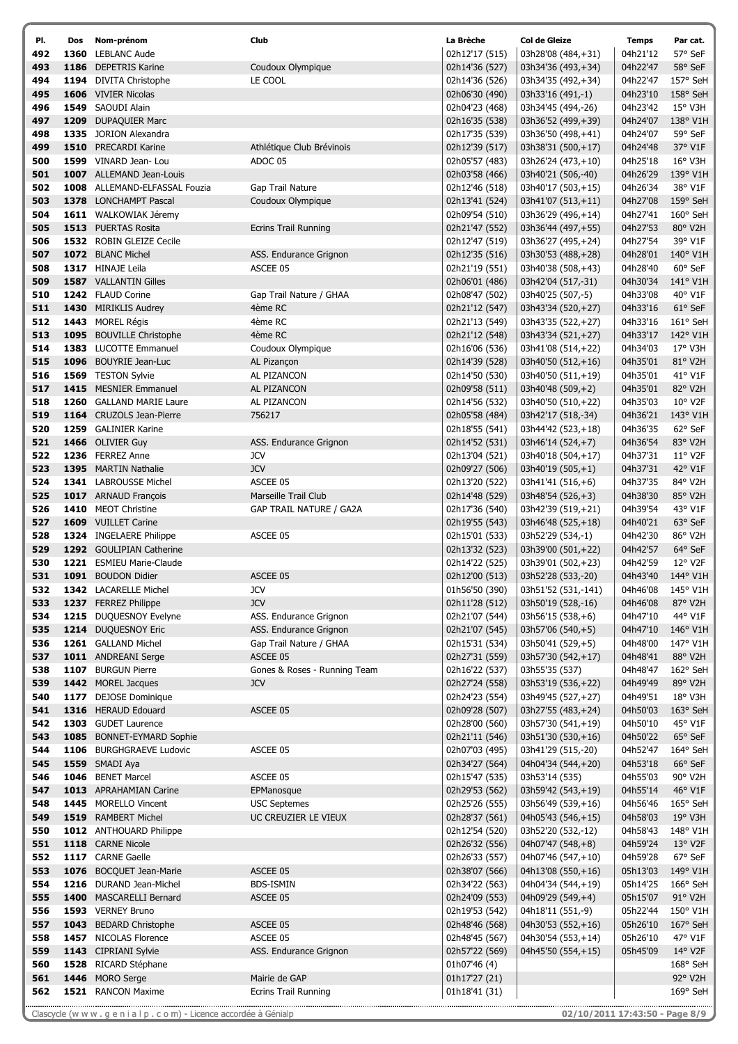| Pl. | Dos | Nom-prénom | Club | La Brèche | Col de Gleize | Temps | Par cat. |
|---|---|---|---|---|---|---|---|
| 492 | 1360 | LEBLANC Aude | | 02h12'17 (515) | 03h28'08 (484,+31) | 04h21'12 | 57° SeF |
| 493 | 1186 | DEPETRIS Karine | Coudoux Olympique | 02h14'36 (527) | 03h34'36 (493,+34) | 04h22'47 | 58° SeF |
| 494 | 1194 | DIVITA Christophe | LE COOL | 02h14'36 (526) | 03h34'35 (492,+34) | 04h22'47 | 157° SeH |
| 495 | 1606 | VIVIER Nicolas | | 02h06'30 (490) | 03h33'16 (491,-1) | 04h23'10 | 158° SeH |
| 496 | 1549 | SAOUDI Alain | | 02h04'23 (468) | 03h34'45 (494,-26) | 04h23'42 | 15° V3H |
| 497 | 1209 | DUPAQUIER Marc | | 02h16'35 (538) | 03h36'52 (499,+39) | 04h24'07 | 138° V1H |
| 498 | 1335 | JORION Alexandra | | 02h17'35 (539) | 03h36'50 (498,+41) | 04h24'07 | 59° SeF |
| 499 | 1510 | PRECARDI Karine | Athlétique Club Brévinois | 02h12'39 (517) | 03h38'31 (500,+17) | 04h24'48 | 37° V1F |
| 500 | 1599 | VINARD Jean- Lou | ADOC 05 | 02h05'57 (483) | 03h26'24 (473,+10) | 04h25'18 | 16° V3H |
| 501 | 1007 | ALLEMAND Jean-Louis | | 02h03'58 (466) | 03h40'21 (506,-40) | 04h26'29 | 139° V1H |
| 502 | 1008 | ALLEMAND-ELFASSAL Fouzia | Gap Trail Nature | 02h12'46 (518) | 03h40'17 (503,+15) | 04h26'34 | 38° V1F |
| 503 | 1378 | LONCHAMPT Pascal | Coudoux Olympique | 02h13'41 (524) | 03h41'07 (513,+11) | 04h27'08 | 159° SeH |
| 504 | 1611 | WALKOWIAK Jéremy | | 02h09'54 (510) | 03h36'29 (496,+14) | 04h27'41 | 160° SeH |
| 505 | 1513 | PUERTAS Rosita | Ecrins Trail Running | 02h21'47 (552) | 03h36'44 (497,+55) | 04h27'53 | 80° V2H |
| 506 | 1532 | ROBIN GLEIZE Cecile | | 02h12'47 (519) | 03h36'27 (495,+24) | 04h27'54 | 39° V1F |
| 507 | 1072 | BLANC Michel | ASS. Endurance Grignon | 02h12'35 (516) | 03h30'53 (488,+28) | 04h28'01 | 140° V1H |
| 508 | 1317 | HINAJE Leila | ASCEE 05 | 02h21'19 (551) | 03h40'38 (508,+43) | 04h28'40 | 60° SeF |
| 509 | 1587 | VALLANTIN Gilles | | 02h06'01 (486) | 03h42'04 (517,-31) | 04h30'34 | 141° V1H |
| 510 | 1242 | FLAUD Corine | Gap Trail Nature / GHAA | 02h08'47 (502) | 03h40'25 (507,-5) | 04h33'08 | 40° V1F |
| 511 | 1430 | MIRIKLIS Audrey | 4ème RC | 02h21'12 (547) | 03h43'34 (520,+27) | 04h33'16 | 61° SeF |
| 512 | 1443 | MOREL Régis | 4ème RC | 02h21'13 (549) | 03h43'35 (522,+27) | 04h33'16 | 161° SeH |
| 513 | 1095 | BOUVILLE Christophe | 4ème RC | 02h21'12 (548) | 03h43'34 (521,+27) | 04h33'17 | 142° V1H |
| 514 | 1383 | LUCOTTE Emmanuel | Coudoux Olympique | 02h16'06 (536) | 03h41'08 (514,+22) | 04h34'03 | 17° V3H |
| 515 | 1096 | BOUYRIE Jean-Luc | AL Pizançon | 02h14'39 (528) | 03h40'50 (512,+16) | 04h35'01 | 81° V2H |
| 516 | 1569 | TESTON Sylvie | AL PIZANCON | 02h14'50 (530) | 03h40'50 (511,+19) | 04h35'01 | 41° V1F |
| 517 | 1415 | MESNIER Emmanuel | AL PIZANCON | 02h09'58 (511) | 03h40'48 (509,+2) | 04h35'01 | 82° V2H |
| 518 | 1260 | GALLAND MARIE Laure | AL PIZANCON | 02h14'56 (532) | 03h40'50 (510,+22) | 04h35'03 | 10° V2F |
| 519 | 1164 | CRUZOLS Jean-Pierre | 756217 | 02h05'58 (484) | 03h42'17 (518,-34) | 04h36'21 | 143° V1H |
| 520 | 1259 | GALINIER Karine | | 02h18'55 (541) | 03h44'42 (523,+18) | 04h36'35 | 62° SeF |
| 521 | 1466 | OLIVIER Guy | ASS. Endurance Grignon | 02h14'52 (531) | 03h46'14 (524,+7) | 04h36'54 | 83° V2H |
| 522 | 1236 | FERREZ Anne | JCV | 02h13'04 (521) | 03h40'18 (504,+17) | 04h37'31 | 11° V2F |
| 523 | 1395 | MARTIN Nathalie | JCV | 02h09'27 (506) | 03h40'19 (505,+1) | 04h37'31 | 42° V1F |
| 524 | 1341 | LABROUSSE Michel | ASCEE 05 | 02h13'20 (522) | 03h41'41 (516,+6) | 04h37'35 | 84° V2H |
| 525 | 1017 | ARNAUD François | Marseille Trail Club | 02h14'48 (529) | 03h48'54 (526,+3) | 04h38'30 | 85° V2H |
| 526 | 1410 | MEOT Christine | GAP TRAIL NATURE / GA2A | 02h17'36 (540) | 03h42'39 (519,+21) | 04h39'54 | 43° V1F |
| 527 | 1609 | VUILLET Carine | | 02h19'55 (543) | 03h46'48 (525,+18) | 04h40'21 | 63° SeF |
| 528 | 1324 | INGELAERE Philippe | ASCEE 05 | 02h15'01 (533) | 03h52'29 (534,-1) | 04h42'30 | 86° V2H |
| 529 | 1292 | GOULIPIAN Catherine | | 02h13'32 (523) | 03h39'00 (501,+22) | 04h42'57 | 64° SeF |
| 530 | 1221 | ESMIEU Marie-Claude | | 02h14'22 (525) | 03h39'01 (502,+23) | 04h42'59 | 12° V2F |
| 531 | 1091 | BOUDON Didier | ASCEE 05 | 02h12'00 (513) | 03h52'28 (533,-20) | 04h43'40 | 144° V1H |
| 532 | 1342 | LACARELLE Michel | JCV | 01h56'50 (390) | 03h51'52 (531,-141) | 04h46'08 | 145° V1H |
| 533 | 1237 | FERREZ Philippe | JCV | 02h11'28 (512) | 03h50'19 (528,-16) | 04h46'08 | 87° V2H |
| 534 | 1215 | DUQUESNOY Evelyne | ASS. Endurance Grignon | 02h21'07 (544) | 03h56'15 (538,+6) | 04h47'10 | 44° V1F |
| 535 | 1214 | DUQUESNOY Eric | ASS. Endurance Grignon | 02h21'07 (545) | 03h57'06 (540,+5) | 04h47'10 | 146° V1H |
| 536 | 1261 | GALLAND Michel | Gap Trail Nature / GHAA | 02h15'31 (534) | 03h50'41 (529,+5) | 04h48'00 | 147° V1H |
| 537 | 1011 | ANDREANI Serge | ASCEE 05 | 02h27'31 (559) | 03h57'30 (542,+17) | 04h48'41 | 88° V2H |
| 538 | 1107 | BURGUN Pierre | Gones & Roses - Running Team | 02h16'22 (537) | 03h55'35 (537) | 04h48'47 | 162° SeH |
| 539 | 1442 | MOREL Jacques | JCV | 02h27'24 (558) | 03h53'19 (536,+22) | 04h49'49 | 89° V2H |
| 540 | 1177 | DEJOSE Dominique | | 02h24'23 (554) | 03h49'45 (527,+27) | 04h49'51 | 18° V3H |
| 541 | 1316 | HERAUD Edouard | ASCEE 05 | 02h09'28 (507) | 03h27'55 (483,+24) | 04h50'03 | 163° SeH |
| 542 | 1303 | GUDET Laurence | | 02h28'00 (560) | 03h57'30 (541,+19) | 04h50'10 | 45° V1F |
| 543 | 1085 | BONNET-EYMARD Sophie | | 02h21'11 (546) | 03h51'30 (530,+16) | 04h50'22 | 65° SeF |
| 544 | 1106 | BURGHGRAEVE Ludovic | ASCEE 05 | 02h07'03 (495) | 03h41'29 (515,-20) | 04h52'47 | 164° SeH |
| 545 | 1559 | SMADI Aya | | 02h34'27 (564) | 04h04'34 (544,+20) | 04h53'18 | 66° SeF |
| 546 | 1046 | BENET Marcel | ASCEE 05 | 02h15'47 (535) | 03h53'14 (535) | 04h55'03 | 90° V2H |
| 547 | 1013 | APRAHAMIAN Carine | EPManosque | 02h29'53 (562) | 03h59'42 (543,+19) | 04h55'14 | 46° V1F |
| 548 | 1445 | MORELLO Vincent | USC Septemes | 02h25'26 (555) | 03h56'49 (539,+16) | 04h56'46 | 165° SeH |
| 549 | 1519 | RAMBERT Michel | UC CREUZIER LE VIEUX | 02h28'37 (561) | 04h05'43 (546,+15) | 04h58'03 | 19° V3H |
| 550 | 1012 | ANTHOUARD Philippe | | 02h12'54 (520) | 03h52'20 (532,-12) | 04h58'43 | 148° V1H |
| 551 | 1118 | CARNE Nicole | | 02h26'32 (556) | 04h07'47 (548,+8) | 04h59'24 | 13° V2F |
| 552 | 1117 | CARNE Gaelle | | 02h26'33 (557) | 04h07'46 (547,+10) | 04h59'28 | 67° SeF |
| 553 | 1076 | BOCQUET Jean-Marie | ASCEE 05 | 02h38'07 (566) | 04h13'08 (550,+16) | 05h13'03 | 149° V1H |
| 554 | 1216 | DURAND Jean-Michel | BDS-ISMIN | 02h34'22 (563) | 04h04'34 (544,+19) | 05h14'25 | 166° SeH |
| 555 | 1400 | MASCARELLI Bernard | ASCEE 05 | 02h24'09 (553) | 04h09'29 (549,+4) | 05h15'07 | 91° V2H |
| 556 | 1593 | VERNEY Bruno | | 02h19'53 (542) | 04h18'11 (551,-9) | 05h22'44 | 150° V1H |
| 557 | 1043 | BEDARD Christophe | ASCEE 05 | 02h48'46 (568) | 04h30'53 (552,+16) | 05h26'10 | 167° SeH |
| 558 | 1457 | NICOLAS Florence | ASCEE 05 | 02h48'45 (567) | 04h30'54 (553,+14) | 05h26'10 | 47° V1F |
| 559 | 1143 | CIPRIANI Sylvie | ASS. Endurance Grignon | 02h57'22 (569) | 04h45'50 (554,+15) | 05h45'09 | 14° V2F |
| 560 | 1528 | RICARD Stéphane | | 01h07'46 (4) | | | 168° SeH |
| 561 | 1446 | MORO Serge | Mairie de GAP | 01h17'27 (21) | | | 92° V2H |
| 562 | 1521 | RANCON Maxime | Ecrins Trail Running | 01h18'41 (31) | | | 169° SeH |

Clascycle (w w w . g e n i a l p . c o m) - Licence accordée à Génialp — 02/10/2011 17:43:50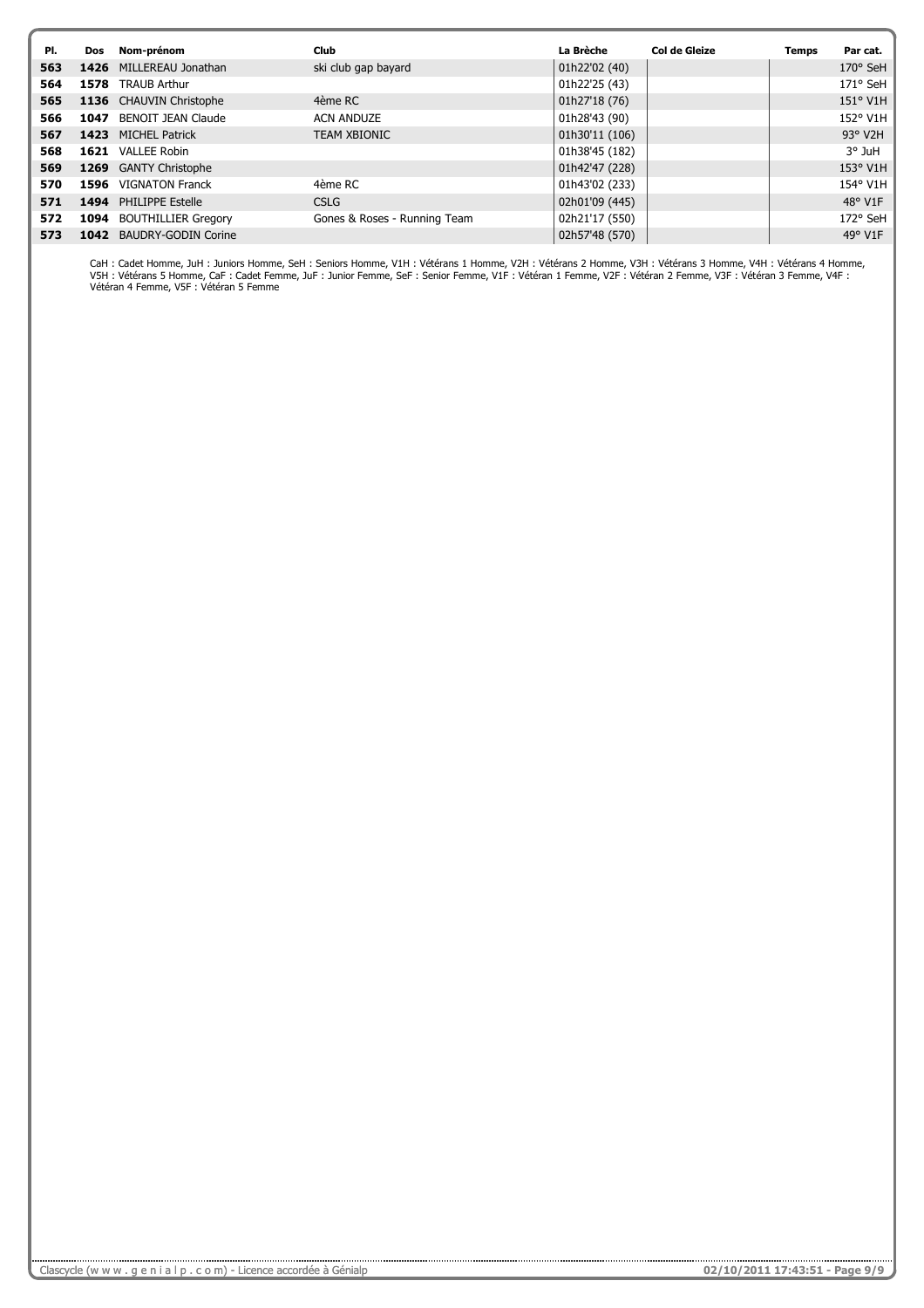| Pl. | Dos | Nom-prénom | Club | La Brèche | Col de Gleize | Temps | Par cat. |
|---|---|---|---|---|---|---|---|
| 563 | 1426 | MILLEREAU Jonathan | ski club gap bayard | 01h22'02 (40) | | | 170° SeH |
| 564 | 1578 | TRAUB Arthur | | 01h22'25 (43) | | | 171° SeH |
| 565 | 1136 | CHAUVIN Christophe | 4ème RC | 01h27'18 (76) | | | 151° V1H |
| 566 | 1047 | BENOIT JEAN Claude | ACN ANDUZE | 01h28'43 (90) | | | 152° V1H |
| 567 | 1423 | MICHEL Patrick | TEAM XBIONIC | 01h30'11 (106) | | | 93° V2H |
| 568 | 1621 | VALLEE Robin | | 01h38'45 (182) | | | 3° JuH |
| 569 | 1269 | GANTY Christophe | | 01h42'47 (228) | | | 153° V1H |
| 570 | 1596 | VIGNATON Franck | 4ème RC | 01h43'02 (233) | | | 154° V1H |
| 571 | 1494 | PHILIPPE Estelle | CSLG | 02h01'09 (445) | | | 48° V1F |
| 572 | 1094 | BOUTHILLIER Gregory | Gones & Roses - Running Team | 02h21'17 (550) | | | 172° SeH |
| 573 | 1042 | BAUDRY-GODIN Corine | | 02h57'48 (570) | | | 49° V1F |

CaH : Cadet Homme, JuH : Juniors Homme, SeH : Seniors Homme, V1H : Vétérans 1 Homme, V2H : Vétérans 2 Homme, V3H : Vétérans 3 Homme, V4H : Vétérans 4 Homme, V5H : Vétérans 5 Homme, CaF : Cadet Femme, JuF : Junior Femme, SeF : Senior Femme, V1F : Vétéran 1 Femme, V2F : Vétéran 2 Femme, V3F : Vétéran 3 Femme, V4F : Vétéran 4 Femme, V5F : Vétéran 5 Femme

Clascycle (w w w . g e n i a l p . c o m) - Licence accordée à Génialp